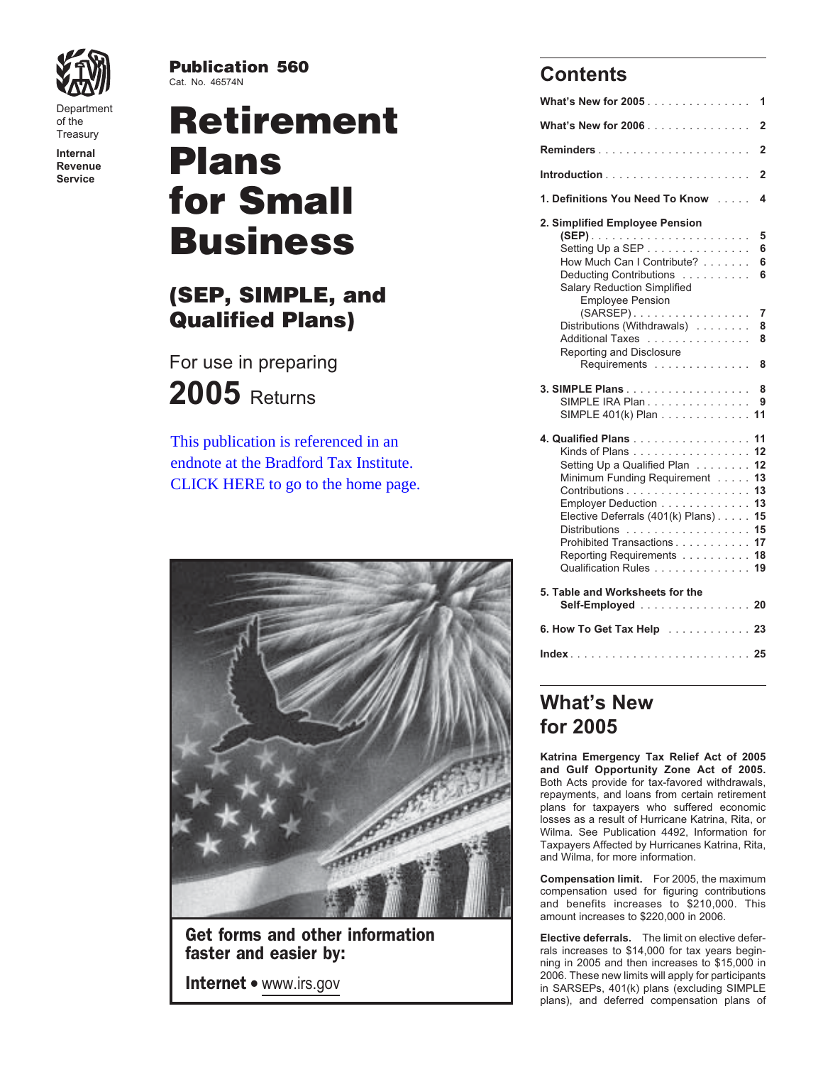Department of the Treasury

Internal Revenue Service

**Publication 560**

Cat. No. 46574N

# Retirement Plans for Small Business

## (SEP, SIMPLE, and Qualified Plans)

For use in preparing

**2005** Returns

This publication is referenced in an endnote at the Bradford Tax Institute. CLICK HERE to go to the home page.

**Get forms and other information faster and easier by:**

**Internet** • www.irs.gov

## Contents

| | |
|---|---|
| **What's New for 2005** | 1 |
| **What's New for 2006** | 2 |
| **Reminders** | 2 |
| **Introduction** | 2 |
| **1. Definitions You Need To Know** | 4 |
| **2. Simplified Employee Pension (SEP)** | 5 |
| Setting Up a SEP | 6 |
| How Much Can I Contribute? | 6 |
| Deducting Contributions | 6 |
| Salary Reduction Simplified Employee Pension (SARSEP) | 7 |
| Distributions (Withdrawals) | 8 |
| Additional Taxes | 8 |
| Reporting and Disclosure Requirements | 8 |
| **3. SIMPLE Plans** | 8 |
| SIMPLE IRA Plan | 9 |
| SIMPLE 401(k) Plan | 11 |
| **4. Qualified Plans** | 11 |
| Kinds of Plans | 12 |
| Setting Up a Qualified Plan | 12 |
| Minimum Funding Requirement | 13 |
| Contributions | 13 |
| Employer Deduction | 13 |
| Elective Deferrals (401(k) Plans) | 15 |
| Distributions | 15 |
| Prohibited Transactions | 17 |
| Reporting Requirements | 18 |
| Qualification Rules | 19 |
| **5. Table and Worksheets for the Self-Employed** | 20 |
| **6. How To Get Tax Help** | 23 |
| **Index** | 25 |

## What's New for 2005

**Katrina Emergency Tax Relief Act of 2005 and Gulf Opportunity Zone Act of 2005.** Both Acts provide for tax-favored withdrawals, repayments, and loans from certain retirement plans for taxpayers who suffered economic losses as a result of Hurricane Katrina, Rita, or Wilma. See Publication 4492, Information for Taxpayers Affected by Hurricanes Katrina, Rita, and Wilma, for more information.

**Compensation limit.** For 2005, the maximum compensation used for figuring contributions and benefits increases to $210,000. This amount increases to $220,000 in 2006.

**Elective deferrals.** The limit on elective deferrals increases to $14,000 for tax years beginning in 2005 and then increases to $15,000 in 2006. These new limits will apply for participants in SARSEPs, 401(k) plans (excluding SIMPLE plans), and deferred compensation plans of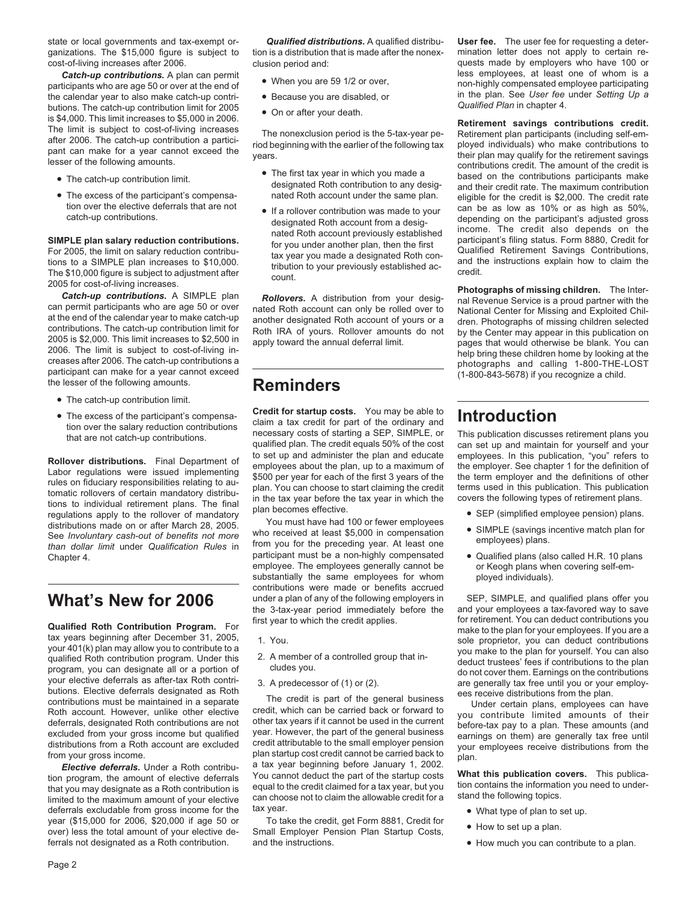state or local governments and tax-exempt organizations. The $15,000 figure is subject to cost-of-living increases after 2006.

***Catch-up contributions.*** A plan can permit participants who are age 50 or over at the end of the calendar year to also make catch-up contributions. The catch-up contribution limit for 2005 is $4,000. This limit increases to $5,000 in 2006. The limit is subject to cost-of-living increases after 2006. The catch-up contribution a participant can make for a year cannot exceed the lesser of the following amounts.

- The catch-up contribution limit.
- The excess of the participant's compensation over the elective deferrals that are not catch-up contributions.

**SIMPLE plan salary reduction contributions.** For 2005, the limit on salary reduction contributions to a SIMPLE plan increases to $10,000. The $10,000 figure is subject to adjustment after 2005 for cost-of-living increases.

***Catch-up contributions.*** A SIMPLE plan can permit participants who are age 50 or over at the end of the calendar year to make catch-up contributions. The catch-up contribution limit for 2005 is $2,000. This limit increases to $2,500 in 2006. The limit is subject to cost-of-living increases after 2006. The catch-up contributions a participant can make for a year cannot exceed the lesser of the following amounts.

- The catch-up contribution limit.
- The excess of the participant's compensation over the salary reduction contributions that are not catch-up contributions.

**Rollover distributions.** Final Department of Labor regulations were issued implementing rules on fiduciary responsibilities relating to automatic rollovers of certain mandatory distributions to individual retirement plans. The final regulations apply to the rollover of mandatory distributions made on or after March 28, 2005. See *Involuntary cash-out of benefits not more than dollar limit* under *Qualification Rules* in Chapter 4.

# What's New for 2006

**Qualified Roth Contribution Program.** For tax years beginning after December 31, 2005, your 401(k) plan may allow you to contribute to a qualified Roth contribution program. Under this program, you can designate all or a portion of your elective deferrals as after-tax Roth contributions. Elective deferrals designated as Roth contributions must be maintained in a separate Roth account. However, unlike other elective deferrals, designated Roth contributions are not excluded from your gross income but qualified distributions from a Roth account are excluded from your gross income.

***Elective deferrals.*** Under a Roth contribution program, the amount of elective deferrals that you may designate as a Roth contribution is limited to the maximum amount of your elective deferrals excludable from gross income for the year ($15,000 for 2006, $20,000 if age 50 or over) less the total amount of your elective deferrals not designated as a Roth contribution.

***Qualified distributions.*** A qualified distribution is a distribution that is made after the nonexclusion period and:

- When you are 59 1/2 or over,
- Because you are disabled, or
- On or after your death.

The nonexclusion period is the 5-tax-year period beginning with the earlier of the following tax years.

- The first tax year in which you made a designated Roth contribution to any designated Roth account under the same plan.
- If a rollover contribution was made to your designated Roth account from a designated Roth account previously established for you under another plan, then the first tax year you made a designated Roth contribution to your previously established account.

***Rollovers.*** A distribution from your designated Roth account can only be rolled over to another designated Roth account of yours or a Roth IRA of yours. Rollover amounts do not apply toward the annual deferral limit.

# Reminders

**Credit for startup costs.** You may be able to claim a tax credit for part of the ordinary and necessary costs of starting a SEP, SIMPLE, or qualified plan. The credit equals 50% of the cost to set up and administer the plan and educate employees about the plan, up to a maximum of $500 per year for each of the first 3 years of the plan. You can choose to start claiming the credit in the tax year before the tax year in which the plan becomes effective.

You must have had 100 or fewer employees who received at least $5,000 in compensation from you for the preceding year. At least one participant must be a non-highly compensated employee. The employees generally cannot be substantially the same employees for whom contributions were made or benefits accrued under a plan of any of the following employers in the 3-tax-year period immediately before the first year to which the credit applies.

1. You.
2. A member of a controlled group that includes you.
3. A predecessor of (1) or (2).

The credit is part of the general business credit, which can be carried back or forward to other tax years if it cannot be used in the current year. However, the part of the general business credit attributable to the small employer pension plan startup cost credit cannot be carried back to a tax year beginning before January 1, 2002. You cannot deduct the part of the startup costs equal to the credit claimed for a tax year, but you can choose not to claim the allowable credit for a tax year.

To take the credit, get Form 8881, Credit for Small Employer Pension Plan Startup Costs, and the instructions.

**User fee.** The user fee for requesting a determination letter does not apply to certain requests made by employers who have 100 or less employees, at least one of whom is a non-highly compensated employee participating in the plan. See *User fee* under *Setting Up a Qualified Plan* in chapter 4.

**Retirement savings contributions credit.** Retirement plan participants (including self-employed individuals) who make contributions to their plan may qualify for the retirement savings contributions credit. The amount of the credit is based on the contributions participants make and their credit rate. The maximum contribution eligible for the credit is $2,000. The credit rate can be as low as 10% or as high as 50%, depending on the participant's adjusted gross income. The credit also depends on the participant's filing status. Form 8880, Credit for Qualified Retirement Savings Contributions, and the instructions explain how to claim the credit.

**Photographs of missing children.** The Internal Revenue Service is a proud partner with the National Center for Missing and Exploited Children. Photographs of missing children selected by the Center may appear in this publication on pages that would otherwise be blank. You can help bring these children home by looking at the photographs and calling 1-800-THE-LOST (1-800-843-5678) if you recognize a child.

# Introduction

This publication discusses retirement plans you can set up and maintain for yourself and your employees. In this publication, "you" refers to the employer. See chapter 1 for the definition of the term employer and the definitions of other terms used in this publication. This publication covers the following types of retirement plans.

- SEP (simplified employee pension) plans.
- SIMPLE (savings incentive match plan for employees) plans.
- Qualified plans (also called H.R. 10 plans or Keogh plans when covering self-employed individuals).

SEP, SIMPLE, and qualified plans offer you and your employees a tax-favored way to save for retirement. You can deduct contributions you make to the plan for your employees. If you are a sole proprietor, you can deduct contributions you make to the plan for yourself. You can also deduct trustees' fees if contributions to the plan do not cover them. Earnings on the contributions are generally tax free until you or your employees receive distributions from the plan.

Under certain plans, employees can have you contribute limited amounts of their before-tax pay to a plan. These amounts (and earnings on them) are generally tax free until your employees receive distributions from the plan.

**What this publication covers.** This publication contains the information you need to understand the following topics.

- What type of plan to set up.
- How to set up a plan.
- How much you can contribute to a plan.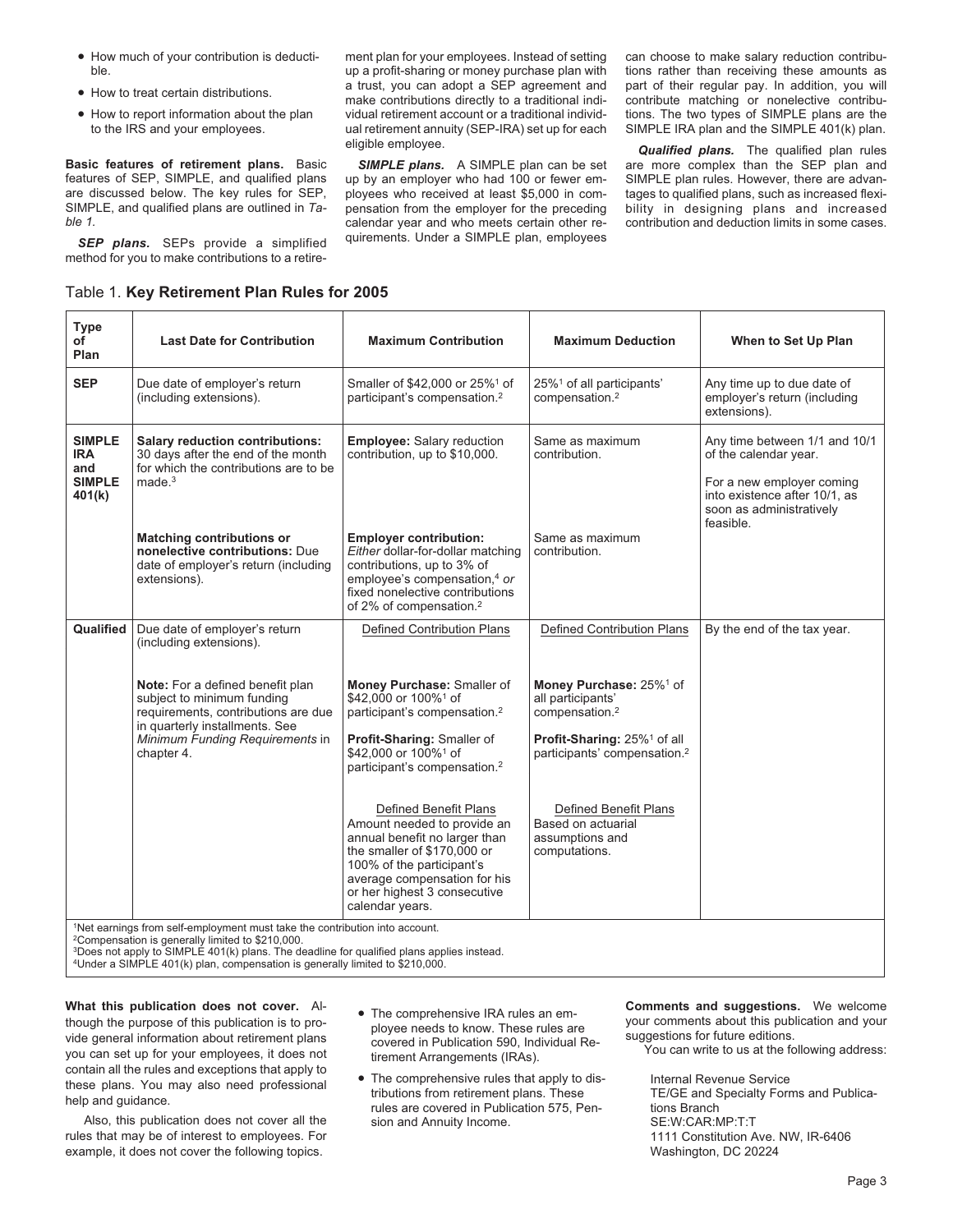- How much of your contribution is deductible.
- How to treat certain distributions.
- How to report information about the plan to the IRS and your employees.

**Basic features of retirement plans.** Basic features of SEP, SIMPLE, and qualified plans are discussed below. The key rules for SEP, SIMPLE, and qualified plans are outlined in *Table 1.*

***SEP plans.*** SEPs provide a simplified method for you to make contributions to a retirement plan for your employees. Instead of setting up a profit-sharing or money purchase plan with a trust, you can adopt a SEP agreement and make contributions directly to a traditional individual retirement account or a traditional individual retirement annuity (SEP-IRA) set up for each eligible employee.

***SIMPLE plans.*** A SIMPLE plan can be set up by an employer who had 100 or fewer employees who received at least $5,000 in compensation from the employer for the preceding calendar year and who meets certain other requirements. Under a SIMPLE plan, employees can choose to make salary reduction contributions rather than receiving these amounts as part of their regular pay. In addition, you will contribute matching or nonelective contributions. The two types of SIMPLE plans are the SIMPLE IRA plan and the SIMPLE 401(k) plan.

***Qualified plans.*** The qualified plan rules are more complex than the SEP plan and SIMPLE plan rules. However, there are advantages to qualified plans, such as increased flexibility in designing plans and increased contribution and deduction limits in some cases.

Table 1. **Key Retirement Plan Rules for 2005**

| Type of Plan | Last Date for Contribution | Maximum Contribution | Maximum Deduction | When to Set Up Plan |
|---|---|---|---|---|
| **SEP** | Due date of employer's return (including extensions). | Smaller of $42,000 or 25%[1] of participant's compensation.[2] | 25%[1] of all participants' compensation.[2] | Any time up to due date of employer's return (including extensions). |
| **SIMPLE IRA and SIMPLE 401(k)** | **Salary reduction contributions:** 30 days after the end of the month for which the contributions are to be made.[3] | **Employee:** Salary reduction contribution, up to $10,000. | Same as maximum contribution. | Any time between 1/1 and 10/1 of the calendar year. For a new employer coming into existence after 10/1, as soon as administratively feasible. |
| | **Matching contributions or nonelective contributions:** Due date of employer's return (including extensions). | **Employer contribution:** *Either* dollar-for-dollar matching contributions, up to 3% of employee's compensation,[4] *or* fixed nonelective contributions of 2% of compensation.[2] | Same as maximum contribution. | |
| **Qualified** | Due date of employer's return (including extensions). | Defined Contribution Plans | Defined Contribution Plans | By the end of the tax year. |
| | **Note:** For a defined benefit plan subject to minimum funding requirements, contributions are due in quarterly installments. See *Minimum Funding Requirements* in chapter 4. | **Money Purchase:** Smaller of $42,000 or 100%[1] of participant's compensation.[2] **Profit-Sharing:** Smaller of $42,000 or 100%[1] of participant's compensation.[2] | **Money Purchase:** 25%[1] of all participants' compensation.[2] **Profit-Sharing:** 25%[1] of all participants' compensation.[2] | |
| | | Defined Benefit Plans: Amount needed to provide an annual benefit no larger than the smaller of $170,000 or 100% of the participant's average compensation for his or her highest 3 consecutive calendar years. | Defined Benefit Plans: Based on actuarial assumptions and computations. | |

[1]Net earnings from self-employment must take the contribution into account.
[2]Compensation is generally limited to $210,000.
[3]Does not apply to SIMPLE 401(k) plans. The deadline for qualified plans applies instead.
[4]Under a SIMPLE 401(k) plan, compensation is generally limited to $210,000.

**What this publication does not cover.** Although the purpose of this publication is to provide general information about retirement plans you can set up for your employees, it does not contain all the rules and exceptions that apply to these plans. You may also need professional help and guidance.

Also, this publication does not cover all the rules that may be of interest to employees. For example, it does not cover the following topics.

- The comprehensive IRA rules an employee needs to know. These rules are covered in Publication 590, Individual Retirement Arrangements (IRAs).
- The comprehensive rules that apply to distributions from retirement plans. These rules are covered in Publication 575, Pension and Annuity Income.

**Comments and suggestions.** We welcome your comments about this publication and your suggestions for future editions.

You can write to us at the following address:

Internal Revenue Service
TE/GE and Specialty Forms and Publications Branch
SE:W:CAR:MP:T:T
1111 Constitution Ave. NW, IR-6406
Washington, DC 20224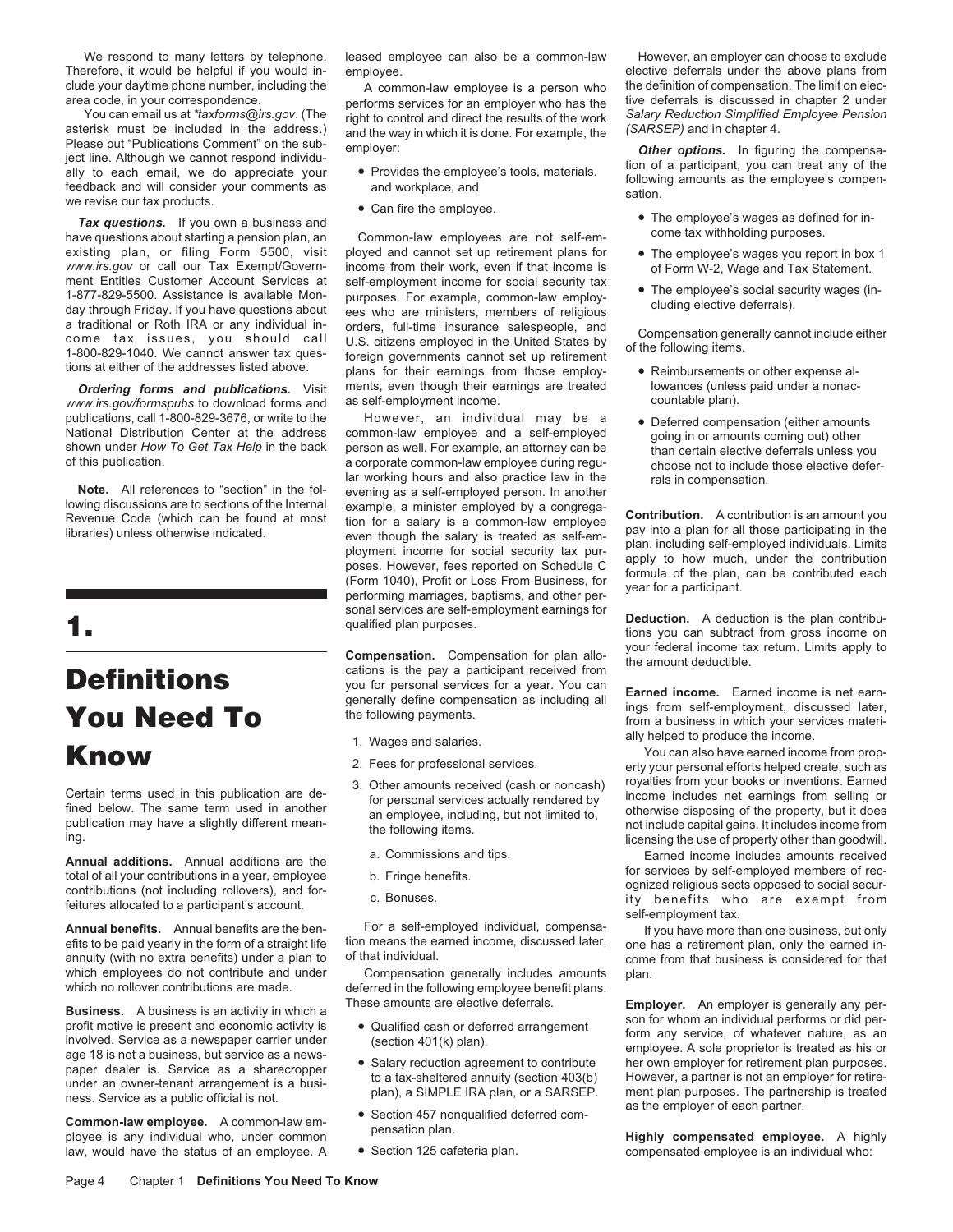We respond to many letters by telephone. Therefore, it would be helpful if you would include your daytime phone number, including the area code, in your correspondence.

You can email us at *taxforms@irs.gov. (The asterisk must be included in the address.) Please put "Publications Comment" on the subject line. Although we cannot respond individually to each email, we do appreciate your feedback and will consider your comments as we revise our tax products.

***Tax questions.*** If you own a business and have questions about starting a pension plan, an existing plan, or filing Form 5500, visit *www.irs.gov* or call our Tax Exempt/Government Entities Customer Account Services at 1-877-829-5500. Assistance is available Monday through Friday. If you have questions about a traditional or Roth IRA or any individual income tax issues, you should call 1-800-829-1040. We cannot answer tax questions at either of the addresses listed above.

***Ordering forms and publications.*** Visit *www.irs.gov/formspubs* to download forms and publications, call 1-800-829-3676, or write to the National Distribution Center at the address shown under *How To Get Tax Help* in the back of this publication.

**Note.** All references to "section" in the following discussions are to sections of the Internal Revenue Code (which can be found at most libraries) unless otherwise indicated.

# 1. Definitions You Need To Know

Certain terms used in this publication are defined below. The same term used in another publication may have a slightly different meaning.

**Annual additions.** Annual additions are the total of all your contributions in a year, employee contributions (not including rollovers), and forfeitures allocated to a participant's account.

**Annual benefits.** Annual benefits are the benefits to be paid yearly in the form of a straight life annuity (with no extra benefits) under a plan to which employees do not contribute and under which no rollover contributions are made.

**Business.** A business is an activity in which a profit motive is present and economic activity is involved. Service as a newspaper carrier under age 18 is not a business, but service as a newspaper dealer is. Service as a sharecropper under an owner-tenant arrangement is a business. Service as a public official is not.

**Common-law employee.** A common-law employee is any individual who, under common law, would have the status of an employee. A leased employee can also be a common-law employee.

A common-law employee is a person who performs services for an employer who has the right to control and direct the results of the work and the way in which it is done. For example, the employer:

- Provides the employee's tools, materials, and workplace, and
- Can fire the employee.

Common-law employees are not self-employed and cannot set up retirement plans for income from their work, even if that income is self-employment income for social security tax purposes. For example, common-law employees who are ministers, members of religious orders, full-time insurance salespeople, and U.S. citizens employed in the United States by foreign governments cannot set up retirement plans for their earnings from those employments, even though their earnings are treated as self-employment income.

However, an individual may be a common-law employee and a self-employed person as well. For example, an attorney can be a corporate common-law employee during regular working hours and also practice law in the evening as a self-employed person. In another example, a minister employed by a congregation for a salary is a common-law employee even though the salary is treated as self-employment income for social security tax purposes. However, fees reported on Schedule C (Form 1040), Profit or Loss From Business, for performing marriages, baptisms, and other personal services are self-employment earnings for qualified plan purposes.

**Compensation.** Compensation for plan allocations is the pay a participant received from you for personal services for a year. You can generally define compensation as including all the following payments.

1. Wages and salaries.
2. Fees for professional services.
3. Other amounts received (cash or noncash) for personal services actually rendered by an employee, including, but not limited to, the following items.
   a. Commissions and tips.
   b. Fringe benefits.
   c. Bonuses.

For a self-employed individual, compensation means the earned income, discussed later, of that individual.

Compensation generally includes amounts deferred in the following employee benefit plans. These amounts are elective deferrals.

- Qualified cash or deferred arrangement (section 401(k) plan).
- Salary reduction agreement to contribute to a tax-sheltered annuity (section 403(b) plan), a SIMPLE IRA plan, or a SARSEP.
- Section 457 nonqualified deferred compensation plan.
- Section 125 cafeteria plan.

However, an employer can choose to exclude elective deferrals under the above plans from the definition of compensation. The limit on elective deferrals is discussed in chapter 2 under *Salary Reduction Simplified Employee Pension (SARSEP)* and in chapter 4.

***Other options.*** In figuring the compensation of a participant, you can treat any of the following amounts as the employee's compensation.

- The employee's wages as defined for income tax withholding purposes.
- The employee's wages you report in box 1 of Form W-2, Wage and Tax Statement.
- The employee's social security wages (including elective deferrals).

Compensation generally cannot include either of the following items.

- Reimbursements or other expense allowances (unless paid under a nonaccountable plan).
- Deferred compensation (either amounts going in or amounts coming out) other than certain elective deferrals unless you choose not to include those elective deferrals in compensation.

**Contribution.** A contribution is an amount you pay into a plan for all those participating in the plan, including self-employed individuals. Limits apply to how much, under the contribution formula of the plan, can be contributed each year for a participant.

**Deduction.** A deduction is the plan contributions you can subtract from gross income on your federal income tax return. Limits apply to the amount deductible.

**Earned income.** Earned income is net earnings from self-employment, discussed later, from a business in which your services materially helped to produce the income.

You can also have earned income from property your personal efforts helped create, such as royalties from your books or inventions. Earned income includes net earnings from selling or otherwise disposing of the property, but it does not include capital gains. It includes income from licensing the use of property other than goodwill.

Earned income includes amounts received for services by self-employed members of recognized religious sects opposed to social security benefits who are exempt from self-employment tax.

If you have more than one business, but only one has a retirement plan, only the earned income from that business is considered for that plan.

**Employer.** An employer is generally any person for whom an individual performs or did perform any service, of whatever nature, as an employee. A sole proprietor is treated as his or her own employer for retirement plan purposes. However, a partner is not an employer for retirement plan purposes. The partnership is treated as the employer of each partner.

**Highly compensated employee.** A highly compensated employee is an individual who: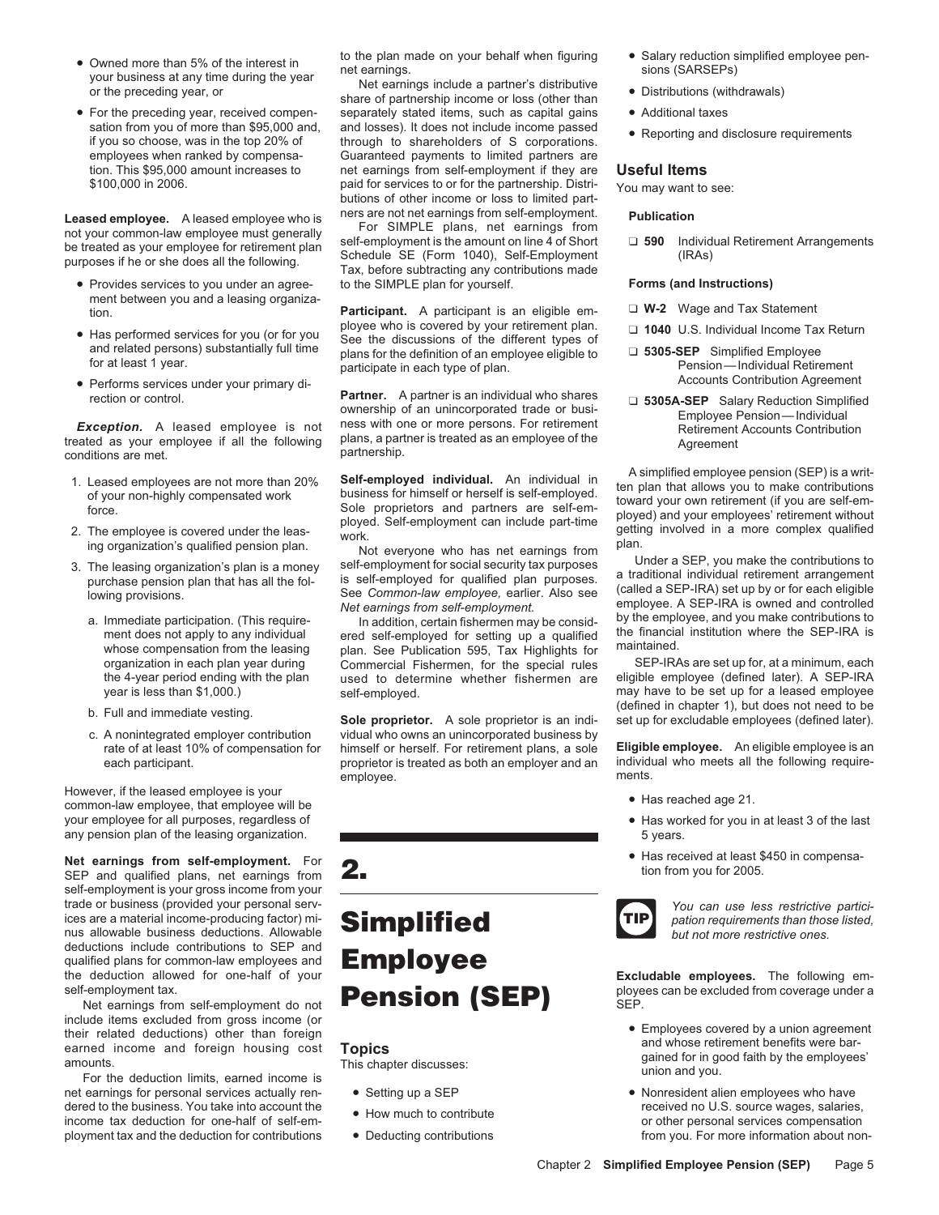- Owned more than 5% of the interest in your business at any time during the year or the preceding year, or
- For the preceding year, received compensation from you of more than $95,000 and, if you so choose, was in the top 20% of employees when ranked by compensation. This $95,000 amount increases to $100,000 in 2006.

**Leased employee.** A leased employee who is not your common-law employee must generally be treated as your employee for retirement plan purposes if he or she does all the following.

- Provides services to you under an agreement between you and a leasing organization.
- Has performed services for you (or for you and related persons) substantially full time for at least 1 year.
- Performs services under your primary direction or control.

***Exception.*** A leased employee is not treated as your employee if all the following conditions are met.

1. Leased employees are not more than 20% of your non-highly compensated work force.
2. The employee is covered under the leasing organization's qualified pension plan.
3. The leasing organization's plan is a money purchase pension plan that has all the following provisions.
   a. Immediate participation. (This requirement does not apply to any individual whose compensation from the leasing organization in each plan year during the 4-year period ending with the plan year is less than $1,000.)
   b. Full and immediate vesting.
   c. A nonintegrated employer contribution rate of at least 10% of compensation for each participant.

However, if the leased employee is your common-law employee, that employee will be your employee for all purposes, regardless of any pension plan of the leasing organization.

**Net earnings from self-employment.** For SEP and qualified plans, net earnings from self-employment is your gross income from your trade or business (provided your personal services are a material income-producing factor) minus allowable business deductions. Allowable deductions include contributions to SEP and qualified plans for common-law employees and the deduction allowed for one-half of your self-employment tax.

Net earnings from self-employment do not include items excluded from gross income (or their related deductions) other than foreign earned income and foreign housing cost amounts.

For the deduction limits, earned income is net earnings for personal services actually rendered to the business. You take into account the income tax deduction for one-half of self-employment tax and the deduction for contributions to the plan made on your behalf when figuring net earnings.

Net earnings include a partner's distributive share of partnership income or loss (other than separately stated items, such as capital gains and losses). It does not include income passed through to shareholders of S corporations. Guaranteed payments to limited partners are net earnings from self-employment if they are paid for services to or for the partnership. Distributions of other income or loss to limited partners are not net earnings from self-employment.

For SIMPLE plans, net earnings from self-employment is the amount on line 4 of Short Schedule SE (Form 1040), Self-Employment Tax, before subtracting any contributions made to the SIMPLE plan for yourself.

**Participant.** A participant is an eligible employee who is covered by your retirement plan. See the discussions of the different types of plans for the definition of an employee eligible to participate in each type of plan.

**Partner.** A partner is an individual who shares ownership of an unincorporated trade or business with one or more persons. For retirement plans, a partner is treated as an employee of the partnership.

**Self-employed individual.** An individual in business for himself or herself is self-employed. Sole proprietors and partners are self-employed. Self-employment can include part-time work.

Not everyone who has net earnings from self-employment for social security tax purposes is self-employed for qualified plan purposes. See *Common-law employee,* earlier. Also see *Net earnings from self-employment.*

In addition, certain fishermen may be considered self-employed for setting up a qualified plan. See Publication 595, Tax Highlights for Commercial Fishermen, for the special rules used to determine whether fishermen are self-employed.

**Sole proprietor.** A sole proprietor is an individual who owns an unincorporated business by himself or herself. For retirement plans, a sole proprietor is treated as both an employer and an employee.

# 2. Simplified Employee Pension (SEP)

## Topics

This chapter discusses:

- Setting up a SEP
- How much to contribute
- Deducting contributions
- Salary reduction simplified employee pensions (SARSEPs)
- Distributions (withdrawals)
- Additional taxes
- Reporting and disclosure requirements

## Useful Items

You may want to see:

**Publication**

- ❑ **590** Individual Retirement Arrangements (IRAs)

**Forms (and Instructions)**

- ❑ **W-2** Wage and Tax Statement
- ❑ **1040** U.S. Individual Income Tax Return
- ❑ **5305-SEP** Simplified Employee Pension—Individual Retirement Accounts Contribution Agreement
- ❑ **5305A-SEP** Salary Reduction Simplified Employee Pension—Individual Retirement Accounts Contribution Agreement

A simplified employee pension (SEP) is a written plan that allows you to make contributions toward your own retirement (if you are self-employed) and your employees' retirement without getting involved in a more complex qualified plan.

Under a SEP, you make the contributions to a traditional individual retirement arrangement (called a SEP-IRA) set up by or for each eligible employee. A SEP-IRA is owned and controlled by the employee, and you make contributions to the financial institution where the SEP-IRA is maintained.

SEP-IRAs are set up for, at a minimum, each eligible employee (defined later). A SEP-IRA may have to be set up for a leased employee (defined in chapter 1), but does not need to be set up for excludable employees (defined later).

**Eligible employee.** An eligible employee is an individual who meets all the following requirements.

- Has reached age 21.
- Has worked for you in at least 3 of the last 5 years.
- Has received at least $450 in compensation from you for 2005.

**TIP** *You can use less restrictive participation requirements than those listed, but not more restrictive ones.*

**Excludable employees.** The following employees can be excluded from coverage under a SEP.

- Employees covered by a union agreement and whose retirement benefits were bargained for in good faith by the employees' union and you.
- Nonresident alien employees who have received no U.S. source wages, salaries, or other personal services compensation from you. For more information about non-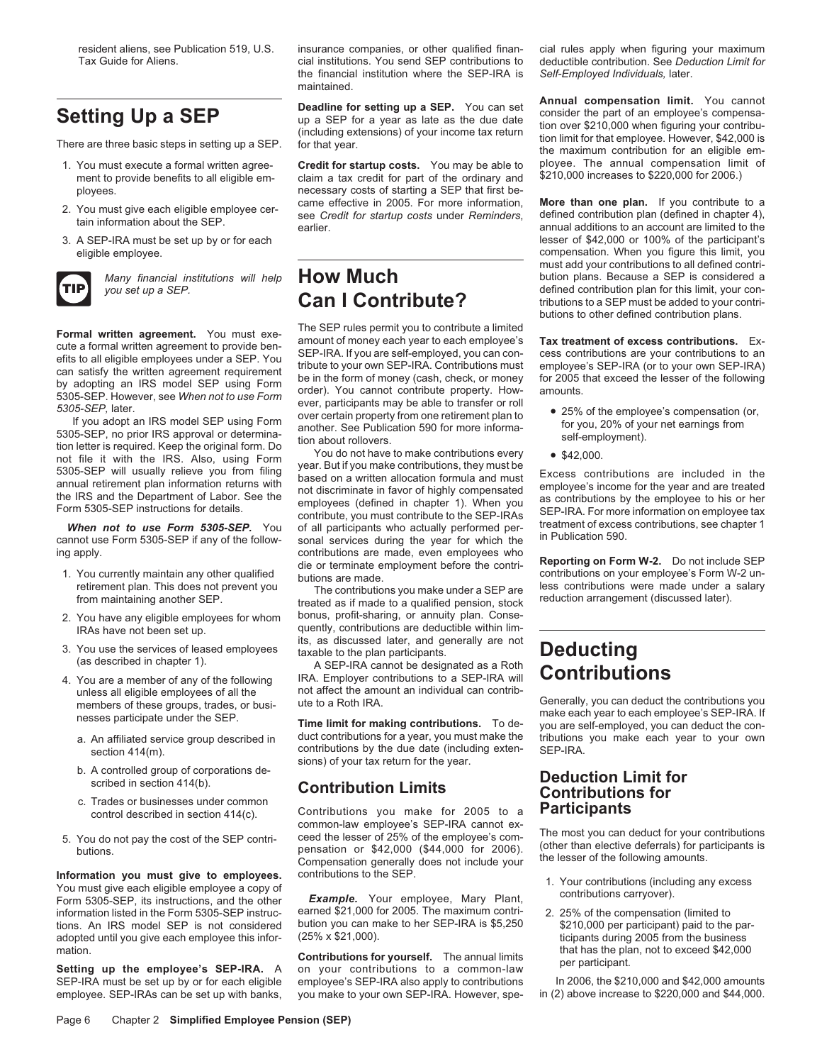resident aliens, see Publication 519, U.S. Tax Guide for Aliens.

# Setting Up a SEP

There are three basic steps in setting up a SEP.

1. You must execute a formal written agreement to provide benefits to all eligible employees.
2. You must give each eligible employee certain information about the SEP.
3. A SEP-IRA must be set up by or for each eligible employee.

**TIP** *Many financial institutions will help you set up a SEP.*

**Formal written agreement.** You must execute a formal written agreement to provide benefits to all eligible employees under a SEP. You can satisfy the written agreement requirement by adopting an IRS model SEP using Form 5305-SEP. However, see *When not to use Form 5305-SEP,* later.

If you adopt an IRS model SEP using Form 5305-SEP, no prior IRS approval or determination letter is required. Keep the original form. Do not file it with the IRS. Also, using Form 5305-SEP will usually relieve you from filing annual retirement plan information returns with the IRS and the Department of Labor. See the Form 5305-SEP instructions for details.

***When not to use Form 5305-SEP.*** You cannot use Form 5305-SEP if any of the following apply.

1. You currently maintain any other qualified retirement plan. This does not prevent you from maintaining another SEP.
2. You have any eligible employees for whom IRAs have not been set up.
3. You use the services of leased employees (as described in chapter 1).
4. You are a member of any of the following unless all eligible employees of all the members of these groups, trades, or businesses participate under the SEP.
   a. An affiliated service group described in section 414(m).
   b. A controlled group of corporations described in section 414(b).
   c. Trades or businesses under common control described in section 414(c).
5. You do not pay the cost of the SEP contributions.

**Information you must give to employees.** You must give each eligible employee a copy of Form 5305-SEP, its instructions, and the other information listed in the Form 5305-SEP instructions. An IRS model SEP is not considered adopted until you give each employee this information.

**Setting up the employee's SEP-IRA.** A SEP-IRA must be set up by or for each eligible employee. SEP-IRAs can be set up with banks, insurance companies, or other qualified financial institutions. You send SEP contributions to the financial institution where the SEP-IRA is maintained.

**Deadline for setting up a SEP.** You can set up a SEP for a year as late as the due date (including extensions) of your income tax return for that year.

**Credit for startup costs.** You may be able to claim a tax credit for part of the ordinary and necessary costs of starting a SEP that first became effective in 2005. For more information, see *Credit for startup costs* under *Reminders*, earlier.

# How Much Can I Contribute?

The SEP rules permit you to contribute a limited amount of money each year to each employee's SEP-IRA. If you are self-employed, you can contribute to your own SEP-IRA. Contributions must be in the form of money (cash, check, or money order). You cannot contribute property. However, participants may be able to transfer or roll over certain property from one retirement plan to another. See Publication 590 for more information about rollovers.

You do not have to make contributions every year. But if you make contributions, they must be based on a written allocation formula and must not discriminate in favor of highly compensated employees (defined in chapter 1). When you contribute, you must contribute to the SEP-IRAs of all participants who actually performed personal services during the year for which the contributions are made, even employees who die or terminate employment before the contributions are made.

The contributions you make under a SEP are treated as if made to a qualified pension, stock bonus, profit-sharing, or annuity plan. Consequently, contributions are deductible within limits, as discussed later, and generally are not taxable to the plan participants.

A SEP-IRA cannot be designated as a Roth IRA. Employer contributions to a SEP-IRA will not affect the amount an individual can contribute to a Roth IRA.

**Time limit for making contributions.** To deduct contributions for a year, you must make the contributions by the due date (including extensions) of your tax return for the year.

## Contribution Limits

Contributions you make for 2005 to a common-law employee's SEP-IRA cannot exceed the lesser of 25% of the employee's compensation or $42,000 ($44,000 for 2006). Compensation generally does not include your contributions to the SEP.

***Example.*** Your employee, Mary Plant, earned $21,000 for 2005. The maximum contribution you can make to her SEP-IRA is $5,250 (25% x $21,000).

**Contributions for yourself.** The annual limits on your contributions to a common-law employee's SEP-IRA also apply to contributions you make to your own SEP-IRA. However, special rules apply when figuring your maximum deductible contribution. See *Deduction Limit for Self-Employed Individuals,* later.

**Annual compensation limit.** You cannot consider the part of an employee's compensation over $210,000 when figuring your contribution limit for that employee. However, $42,000 is the maximum contribution for an eligible employee. The annual compensation limit of $210,000 increases to $220,000 for 2006.)

**More than one plan.** If you contribute to a defined contribution plan (defined in chapter 4), annual additions to an account are limited to the lesser of $42,000 or 100% of the participant's compensation. When you figure this limit, you must add your contributions to all defined contribution plans. Because a SEP is considered a defined contribution plan for this limit, your contributions to a SEP must be added to your contributions to other defined contribution plans.

**Tax treatment of excess contributions.** Excess contributions are your contributions to an employee's SEP-IRA (or to your own SEP-IRA) for 2005 that exceed the lesser of the following amounts.

- 25% of the employee's compensation (or, for you, 20% of your net earnings from self-employment).
- $42,000.

Excess contributions are included in the employee's income for the year and are treated as contributions by the employee to his or her SEP-IRA. For more information on employee tax treatment of excess contributions, see chapter 1 in Publication 590.

**Reporting on Form W-2.** Do not include SEP contributions on your employee's Form W-2 unless contributions were made under a salary reduction arrangement (discussed later).

# Deducting Contributions

Generally, you can deduct the contributions you make each year to each employee's SEP-IRA. If you are self-employed, you can deduct the contributions you make each year to your own SEP-IRA.

## Deduction Limit for Contributions for Participants

The most you can deduct for your contributions (other than elective deferrals) for participants is the lesser of the following amounts.

1. Your contributions (including any excess contributions carryover).
2. 25% of the compensation (limited to $210,000 per participant) paid to the participants during 2005 from the business that has the plan, not to exceed $42,000 per participant.

In 2006, the $210,000 and $42,000 amounts in (2) above increase to $220,000 and $44,000.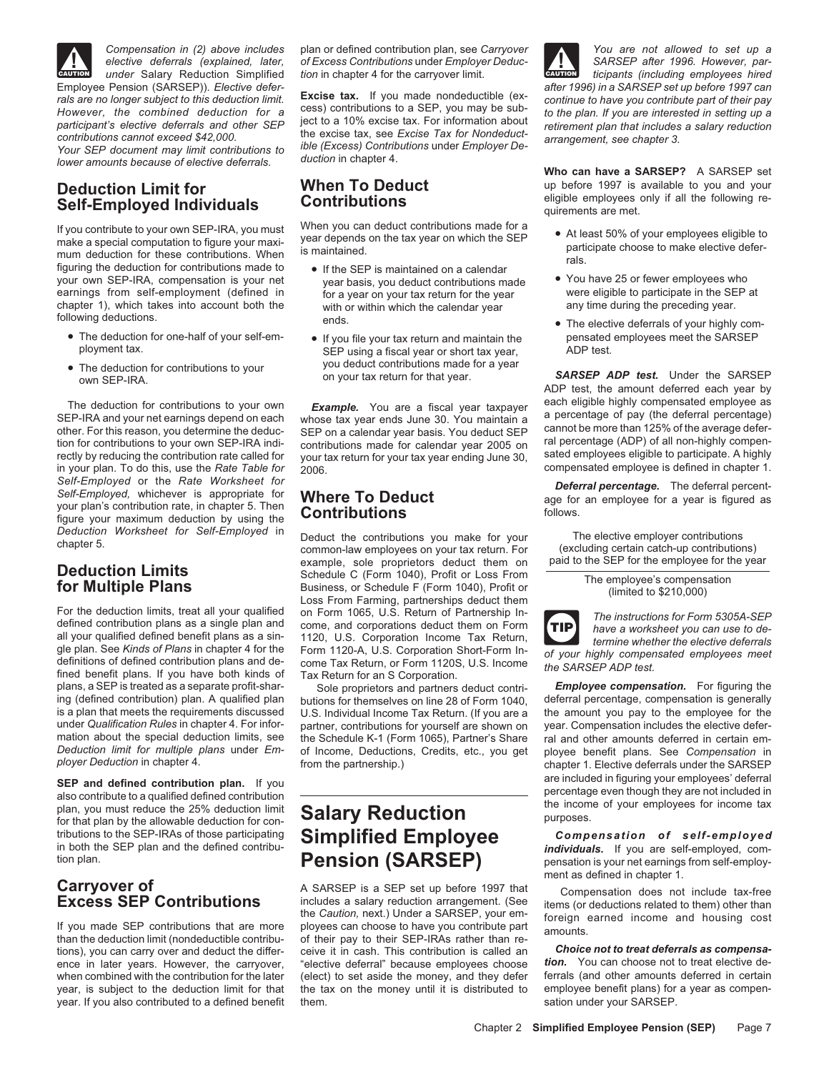**CAUTION:** *Compensation in (2) above includes elective deferrals (explained, later, under* Salary Reduction Simplified Employee Pension (SARSEP)). *Elective deferrals are no longer subject to this deduction limit. However, the combined deduction for a participant's elective deferrals and other SEP contributions cannot exceed $42,000.*

*Your SEP document may limit contributions to lower amounts because of elective deferrals.*

## Deduction Limit for Self-Employed Individuals

If you contribute to your own SEP-IRA, you must make a special computation to figure your maximum deduction for these contributions. When figuring the deduction for contributions made to your own SEP-IRA, compensation is your net earnings from self-employment (defined in chapter 1), which takes into account both the following deductions.

- The deduction for one-half of your self-employment tax.
- The deduction for contributions to your own SEP-IRA.

The deduction for contributions to your own SEP-IRA and your net earnings depend on each other. For this reason, you determine the deduction for contributions to your own SEP-IRA indirectly by reducing the contribution rate called for in your plan. To do this, use the *Rate Table for Self-Employed* or the *Rate Worksheet for Self-Employed,* whichever is appropriate for your plan's contribution rate, in chapter 5. Then figure your maximum deduction by using the *Deduction Worksheet for Self-Employed* in chapter 5.

## Deduction Limits for Multiple Plans

For the deduction limits, treat all your qualified defined contribution plans as a single plan and all your qualified defined benefit plans as a single plan. See *Kinds of Plans* in chapter 4 for the definitions of defined contribution plans and defined benefit plans. If you have both kinds of plans, a SEP is treated as a separate profit-sharing (defined contribution) plan. A qualified plan is a plan that meets the requirements discussed under *Qualification Rules* in chapter 4. For information about the special deduction limits, see *Deduction limit for multiple plans* under *Employer Deduction* in chapter 4.

**SEP and defined contribution plan.** If you also contribute to a qualified defined contribution plan, you must reduce the 25% deduction limit for that plan by the allowable deduction for contributions to the SEP-IRAs of those participating in both the SEP plan and the defined contribution plan.

## Carryover of Excess SEP Contributions

If you made SEP contributions that are more than the deduction limit (nondeductible contributions), you can carry over and deduct the difference in later years. However, the carryover, when combined with the contribution for the later year, is subject to the deduction limit for that year. If you also contributed to a defined benefit plan or defined contribution plan, see *Carryover of Excess Contributions* under *Employer Deduction* in chapter 4 for the carryover limit.

**Excise tax.** If you made nondeductible (excess) contributions to a SEP, you may be subject to a 10% excise tax. For information about the excise tax, see *Excise Tax for Nondeductible (Excess) Contributions* under *Employer Deduction* in chapter 4.

## When To Deduct Contributions

When you can deduct contributions made for a year depends on the tax year on which the SEP is maintained.

- If the SEP is maintained on a calendar year basis, you deduct contributions made for a year on your tax return for the year with or within which the calendar year ends.
- If you file your tax return and maintain the SEP using a fiscal year or short tax year, you deduct contributions made for a year on your tax return for that year.

***Example.*** You are a fiscal year taxpayer whose tax year ends June 30. You maintain a SEP on a calendar year basis. You deduct SEP contributions made for calendar year 2005 on your tax return for your tax year ending June 30, 2006.

## Where To Deduct Contributions

Deduct the contributions you make for your common-law employees on your tax return. For example, sole proprietors deduct them on Schedule C (Form 1040), Profit or Loss From Business, or Schedule F (Form 1040), Profit or Loss From Farming, partnerships deduct them on Form 1065, U.S. Return of Partnership Income, and corporations deduct them on Form 1120, U.S. Corporation Income Tax Return, Form 1120-A, U.S. Corporation Short-Form Income Tax Return, or Form 1120S, U.S. Income Tax Return for an S Corporation.

Sole proprietors and partners deduct contributions for themselves on line 28 of Form 1040, U.S. Individual Income Tax Return. (If you are a partner, contributions for yourself are shown on the Schedule K-1 (Form 1065), Partner's Share of Income, Deductions, Credits, etc., you get from the partnership.)

# Salary Reduction Simplified Employee Pension (SARSEP)

A SARSEP is a SEP set up before 1997 that includes a salary reduction arrangement. (See the *Caution,* next.) Under a SARSEP, your employees can choose to have you contribute part of their pay to their SEP-IRAs rather than receive it in cash. This contribution is called an "elective deferral" because employees choose (elect) to set aside the money, and they defer the tax on the money until it is distributed to them.

**CAUTION:** *You are not allowed to set up a SARSEP after 1996. However, participants (including employees hired after 1996) in a SARSEP set up before 1997 can continue to have you contribute part of their pay to the plan. If you are interested in setting up a retirement plan that includes a salary reduction arrangement, see chapter 3.*

**Who can have a SARSEP?** A SARSEP set up before 1997 is available to you and your eligible employees only if all the following requirements are met.

- At least 50% of your employees eligible to participate choose to make elective deferrals.
- You have 25 or fewer employees who were eligible to participate in the SEP at any time during the preceding year.
- The elective deferrals of your highly compensated employees meet the SARSEP ADP test.

***SARSEP ADP test.*** Under the SARSEP ADP test, the amount deferred each year by each eligible highly compensated employee as a percentage of pay (the deferral percentage) cannot be more than 125% of the average deferral percentage (ADP) of all non-highly compensated employees eligible to participate. A highly compensated employee is defined in chapter 1.

***Deferral percentage.*** The deferral percentage for an employee for a year is figured as follows.

$$\frac{\text{The elective employer contributions (excluding certain catch-up contributions) paid to the SEP for the employee for the year}}{\text{The employee's compensation (limited to \$210,000)}}$$

**TIP:** *The instructions for Form 5305A-SEP have a worksheet you can use to determine whether the elective deferrals of your highly compensated employees meet the SARSEP ADP test.*

***Employee compensation.*** For figuring the deferral percentage, compensation is generally the amount you pay to the employee for the year. Compensation includes the elective deferral and other amounts deferred in certain employee benefit plans. See *Compensation* in chapter 1. Elective deferrals under the SARSEP are included in figuring your employees' deferral percentage even though they are not included in the income of your employees for income tax purposes.

***Compensation of self-employed individuals.*** If you are self-employed, compensation is your net earnings from self-employment as defined in chapter 1.

Compensation does not include tax-free items (or deductions related to them) other than foreign earned income and housing cost amounts.

***Choice not to treat deferrals as compensation.*** You can choose not to treat elective deferrals (and other amounts deferred in certain employee benefit plans) for a year as compensation under your SARSEP.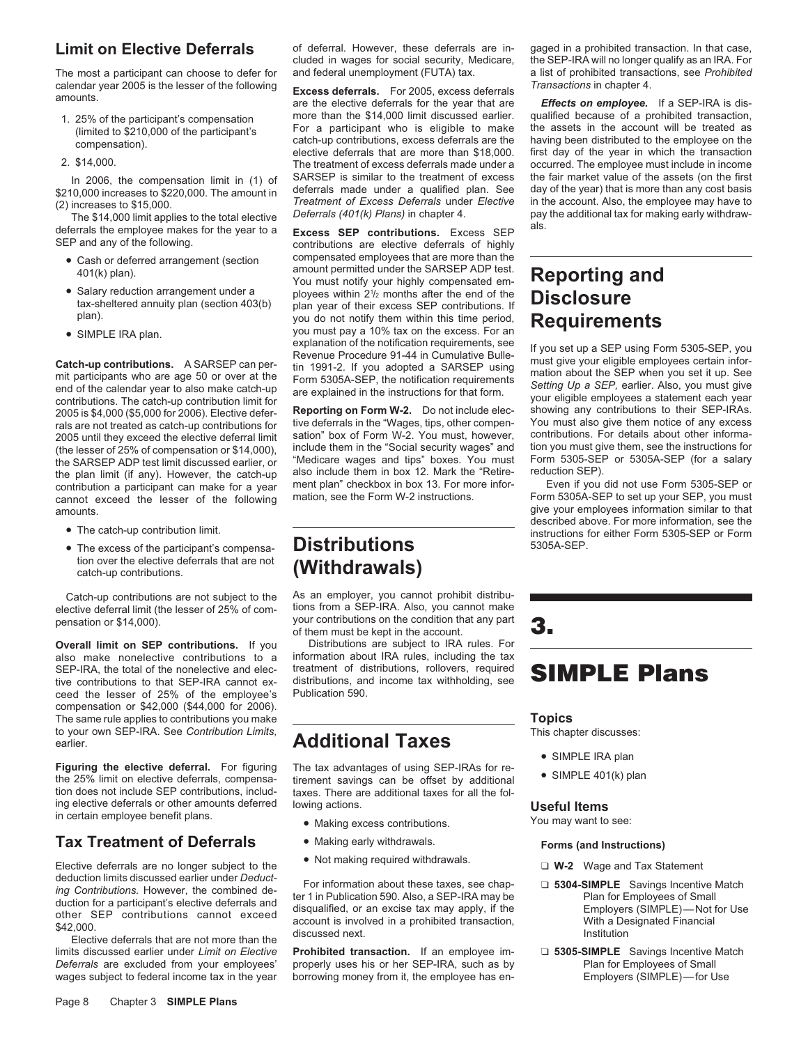## Limit on Elective Deferrals

The most a participant can choose to defer for calendar year 2005 is the lesser of the following amounts.

1. 25% of the participant's compensation (limited to $210,000 of the participant's compensation).
2. $14,000.

In 2006, the compensation limit in (1) of $210,000 increases to $220,000. The amount in (2) increases to $15,000.

The $14,000 limit applies to the total elective deferrals the employee makes for the year to a SEP and any of the following.

- Cash or deferred arrangement (section 401(k) plan).
- Salary reduction arrangement under a tax-sheltered annuity plan (section 403(b) plan).
- SIMPLE IRA plan.

**Catch-up contributions.** A SARSEP can permit participants who are age 50 or over at the end of the calendar year to also make catch-up contributions. The catch-up contribution limit for 2005 is $4,000 ($5,000 for 2006). Elective deferrals are not treated as catch-up contributions for 2005 until they exceed the elective deferral limit (the lesser of 25% of compensation or $14,000), the SARSEP ADP test limit discussed earlier, or the plan limit (if any). However, the catch-up contribution a participant can make for a year cannot exceed the lesser of the following amounts.

- The catch-up contribution limit.
- The excess of the participant's compensation over the elective deferrals that are not catch-up contributions.

Catch-up contributions are not subject to the elective deferral limit (the lesser of 25% of compensation or $14,000).

**Overall limit on SEP contributions.** If you also make nonelective contributions to a SEP-IRA, the total of the nonelective and elective contributions to that SEP-IRA cannot exceed the lesser of 25% of the employee's compensation or $42,000 ($44,000 for 2006). The same rule applies to contributions you make to your own SEP-IRA. See *Contribution Limits,* earlier.

**Figuring the elective deferral.** For figuring the 25% limit on elective deferrals, compensation does not include SEP contributions, including elective deferrals or other amounts deferred in certain employee benefit plans.

## Tax Treatment of Deferrals

Elective deferrals are no longer subject to the deduction limits discussed earlier under *Deducting Contributions.* However, the combined deduction for a participant's elective deferrals and other SEP contributions cannot exceed $42,000.

Elective deferrals that are not more than the limits discussed earlier under *Limit on Elective Deferrals* are excluded from your employees' wages subject to federal income tax in the year of deferral. However, these deferrals are included in wages for social security, Medicare, and federal unemployment (FUTA) tax.

**Excess deferrals.** For 2005, excess deferrals are the elective deferrals for the year that are more than the $14,000 limit discussed earlier. For a participant who is eligible to make catch-up contributions, excess deferrals are the elective deferrals that are more than $18,000. The treatment of excess deferrals made under a SARSEP is similar to the treatment of excess deferrals made under a qualified plan. See *Treatment of Excess Deferrals* under *Elective Deferrals (401(k) Plans)* in chapter 4.

**Excess SEP contributions.** Excess SEP contributions are elective deferrals of highly compensated employees that are more than the amount permitted under the SARSEP ADP test. You must notify your highly compensated employees within 2½ months after the end of the plan year of their excess SEP contributions. If you do not notify them within this time period, you must pay a 10% tax on the excess. For an explanation of the notification requirements, see Revenue Procedure 91-44 in Cumulative Bulletin 1991-2. If you adopted a SARSEP using Form 5305A-SEP, the notification requirements are explained in the instructions for that form.

**Reporting on Form W-2.** Do not include elective deferrals in the "Wages, tips, other compensation" box of Form W-2. You must, however, include them in the "Social security wages" and "Medicare wages and tips" boxes. You must also include them in box 12. Mark the "Retirement plan" checkbox in box 13. For more information, see the Form W-2 instructions.

# Distributions (Withdrawals)

As an employer, you cannot prohibit distributions from a SEP-IRA. Also, you cannot make your contributions on the condition that any part of them must be kept in the account.

Distributions are subject to IRA rules. For information about IRA rules, including the tax treatment of distributions, rollovers, required distributions, and income tax withholding, see Publication 590.

# Additional Taxes

The tax advantages of using SEP-IRAs for retirement savings can be offset by additional taxes. There are additional taxes for all the following actions.

- Making excess contributions.
- Making early withdrawals.
- Not making required withdrawals.

For information about these taxes, see chapter 1 in Publication 590. Also, a SEP-IRA may be disqualified, or an excise tax may apply, if the account is involved in a prohibited transaction, discussed next.

**Prohibited transaction.** If an employee improperly uses his or her SEP-IRA, such as by borrowing money from it, the employee has engaged in a prohibited transaction. In that case, the SEP-IRA will no longer qualify as an IRA. For a list of prohibited transactions, see *Prohibited Transactions* in chapter 4.

***Effects on employee.*** If a SEP-IRA is disqualified because of a prohibited transaction, the assets in the account will be treated as having been distributed to the employee on the first day of the year in which the transaction occurred. The employee must include in income the fair market value of the assets (on the first day of the year) that is more than any cost basis in the account. Also, the employee may have to pay the additional tax for making early withdrawals.

# Reporting and Disclosure Requirements

If you set up a SEP using Form 5305-SEP, you must give your eligible employees certain information about the SEP when you set it up. See *Setting Up a SEP,* earlier. Also, you must give your eligible employees a statement each year showing any contributions to their SEP-IRAs. You must also give them notice of any excess contributions. For details about other information you must give them, see the instructions for Form 5305-SEP or 5305A-SEP (for a salary reduction SEP).

Even if you did not use Form 5305-SEP or Form 5305A-SEP to set up your SEP, you must give your employees information similar to that described above. For more information, see the instructions for either Form 5305-SEP or Form 5305A-SEP.

# 3.

# SIMPLE Plans

## Topics

This chapter discusses:

- SIMPLE IRA plan
- SIMPLE 401(k) plan

## Useful Items

You may want to see:

**Forms (and Instructions)**

- ❑ **W-2** Wage and Tax Statement
- ❑ **5304-SIMPLE** Savings Incentive Match Plan for Employees of Small Employers (SIMPLE)—Not for Use With a Designated Financial Institution
- ❑ **5305-SIMPLE** Savings Incentive Match Plan for Employees of Small Employers (SIMPLE)—for Use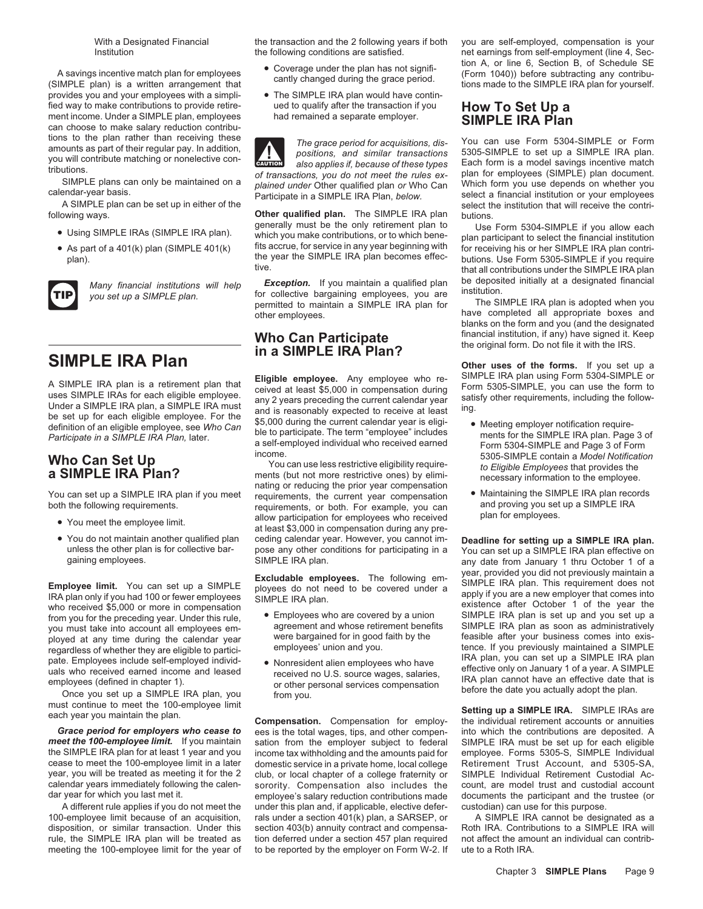With a Designated Financial Institution

A savings incentive match plan for employees (SIMPLE plan) is a written arrangement that provides you and your employees with a simplified way to make contributions to provide retirement income. Under a SIMPLE plan, employees can choose to make salary reduction contributions to the plan rather than receiving these amounts as part of their regular pay. In addition, you will contribute matching or nonelective contributions.

SIMPLE plans can only be maintained on a calendar-year basis.

A SIMPLE plan can be set up in either of the following ways.

- Using SIMPLE IRAs (SIMPLE IRA plan).
- As part of a 401(k) plan (SIMPLE 401(k) plan).

TIP: *Many financial institutions will help you set up a SIMPLE plan.*

# SIMPLE IRA Plan

A SIMPLE IRA plan is a retirement plan that uses SIMPLE IRAs for each eligible employee. Under a SIMPLE IRA plan, a SIMPLE IRA must be set up for each eligible employee. For the definition of an eligible employee, see *Who Can Participate in a SIMPLE IRA Plan,* later.

## Who Can Set Up a SIMPLE IRA Plan?

You can set up a SIMPLE IRA plan if you meet both the following requirements.

- You meet the employee limit.
- You do not maintain another qualified plan unless the other plan is for collective bargaining employees.

**Employee limit.** You can set up a SIMPLE IRA plan only if you had 100 or fewer employees who received $5,000 or more in compensation from you for the preceding year. Under this rule, you must take into account all employees employed at any time during the calendar year regardless of whether they are eligible to participate. Employees include self-employed individuals who received earned income and leased employees (defined in chapter 1).

Once you set up a SIMPLE IRA plan, you must continue to meet the 100-employee limit each year you maintain the plan.

***Grace period for employers who cease to meet the 100-employee limit.*** If you maintain the SIMPLE IRA plan for at least 1 year and you cease to meet the 100-employee limit in a later year, you will be treated as meeting it for the 2 calendar years immediately following the calendar year for which you last met it.

A different rule applies if you do not meet the 100-employee limit because of an acquisition, disposition, or similar transaction. Under this rule, the SIMPLE IRA plan will be treated as meeting the 100-employee limit for the year of the transaction and the 2 following years if both the following conditions are satisfied.

- Coverage under the plan has not significantly changed during the grace period.
- The SIMPLE IRA plan would have continued to qualify after the transaction if you had remained a separate employer.

CAUTION: *The grace period for acquisitions, dispositions, and similar transactions also applies if, because of these types of transactions, you do not meet the rules explained under* Other qualified plan *or* Who Can Participate in a SIMPLE IRA Plan, *below.*

**Other qualified plan.** The SIMPLE IRA plan generally must be the only retirement plan to which you make contributions, or to which benefits accrue, for service in any year beginning with the year the SIMPLE IRA plan becomes effective.

***Exception.*** If you maintain a qualified plan for collective bargaining employees, you are permitted to maintain a SIMPLE IRA plan for other employees.

## Who Can Participate in a SIMPLE IRA Plan?

**Eligible employee.** Any employee who received at least $5,000 in compensation during any 2 years preceding the current calendar year and is reasonably expected to receive at least $5,000 during the current calendar year is eligible to participate. The term "employee" includes a self-employed individual who received earned income.

You can use less restrictive eligibility requirements (but not more restrictive ones) by eliminating or reducing the prior year compensation requirements, the current year compensation requirements, or both. For example, you can allow participation for employees who received at least $3,000 in compensation during any preceding calendar year. However, you cannot impose any other conditions for participating in a SIMPLE IRA plan.

**Excludable employees.** The following employees do not need to be covered under a SIMPLE IRA plan.

- Employees who are covered by a union agreement and whose retirement benefits were bargained for in good faith by the employees' union and you.
- Nonresident alien employees who have received no U.S. source wages, salaries, or other personal services compensation from you.

**Compensation.** Compensation for employees is the total wages, tips, and other compensation from the employer subject to federal income tax withholding and the amounts paid for domestic service in a private home, local college club, or local chapter of a college fraternity or sorority. Compensation also includes the employee's salary reduction contributions made under this plan and, if applicable, elective deferrals under a section 401(k) plan, a SARSEP, or section 403(b) annuity contract and compensation deferred under a section 457 plan required to be reported by the employer on Form W-2. If you are self-employed, compensation is your net earnings from self-employment (line 4, Section A, or line 6, Section B, of Schedule SE (Form 1040)) before subtracting any contributions made to the SIMPLE IRA plan for yourself.

## How To Set Up a SIMPLE IRA Plan

You can use Form 5304-SIMPLE or Form 5305-SIMPLE to set up a SIMPLE IRA plan. Each form is a model savings incentive match plan for employees (SIMPLE) plan document. Which form you use depends on whether you select a financial institution or your employees select the institution that will receive the contributions.

Use Form 5304-SIMPLE if you allow each plan participant to select the financial institution for receiving his or her SIMPLE IRA plan contributions. Use Form 5305-SIMPLE if you require that all contributions under the SIMPLE IRA plan be deposited initially at a designated financial institution.

The SIMPLE IRA plan is adopted when you have completed all appropriate boxes and blanks on the form and you (and the designated financial institution, if any) have signed it. Keep the original form. Do not file it with the IRS.

**Other uses of the forms.** If you set up a SIMPLE IRA plan using Form 5304-SIMPLE or Form 5305-SIMPLE, you can use the form to satisfy other requirements, including the following.

- Meeting employer notification requirements for the SIMPLE IRA plan. Page 3 of Form 5304-SIMPLE and Page 3 of Form 5305-SIMPLE contain a *Model Notification to Eligible Employees* that provides the necessary information to the employee.
- Maintaining the SIMPLE IRA plan records and proving you set up a SIMPLE IRA plan for employees.

**Deadline for setting up a SIMPLE IRA plan.** You can set up a SIMPLE IRA plan effective on any date from January 1 thru October 1 of a year, provided you did not previously maintain a SIMPLE IRA plan. This requirement does not apply if you are a new employer that comes into existence after October 1 of the year the SIMPLE IRA plan is set up and you set up a SIMPLE IRA plan as soon as administratively feasible after your business comes into existence. If you previously maintained a SIMPLE IRA plan, you can set up a SIMPLE IRA plan effective only on January 1 of a year. A SIMPLE IRA plan cannot have an effective date that is before the date you actually adopt the plan.

**Setting up a SIMPLE IRA.** SIMPLE IRAs are the individual retirement accounts or annuities into which the contributions are deposited. A SIMPLE IRA must be set up for each eligible employee. Forms 5305-S, SIMPLE Individual Retirement Trust Account, and 5305-SA, SIMPLE Individual Retirement Custodial Account, are model trust and custodial account documents the participant and the trustee (or custodian) can use for this purpose.

A SIMPLE IRA cannot be designated as a Roth IRA. Contributions to a SIMPLE IRA will not affect the amount an individual can contribute to a Roth IRA.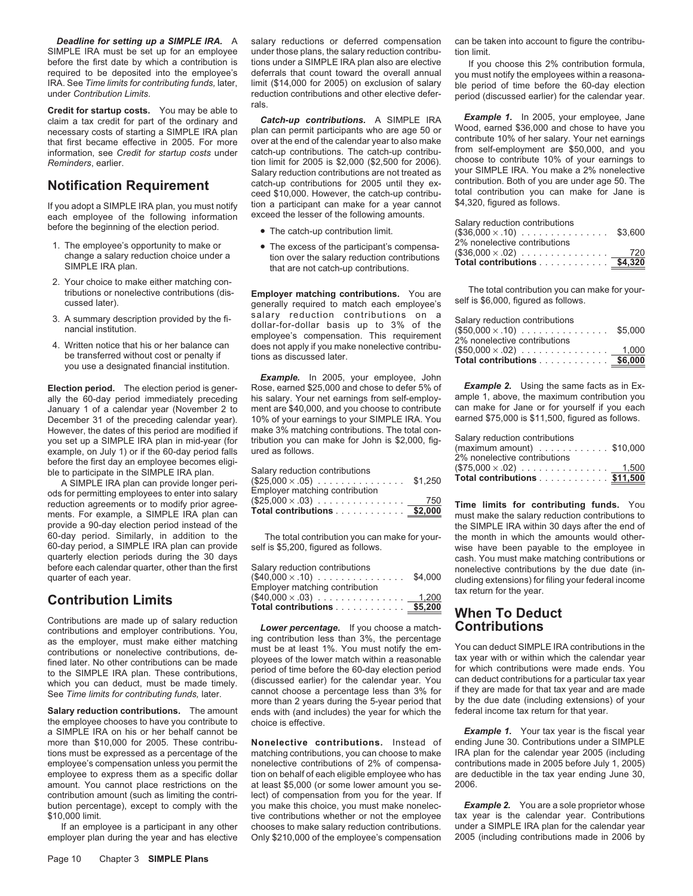***Deadline for setting up a SIMPLE IRA.*** A SIMPLE IRA must be set up for an employee before the first date by which a contribution is required to be deposited into the employee's IRA. See *Time limits for contributing funds,* later, under *Contribution Limits*.

**Credit for startup costs.** You may be able to claim a tax credit for part of the ordinary and necessary costs of starting a SIMPLE IRA plan that first became effective in 2005. For more information, see *Credit for startup costs* under *Reminders*, earlier.

## Notification Requirement

If you adopt a SIMPLE IRA plan, you must notify each employee of the following information before the beginning of the election period.

1. The employee's opportunity to make or change a salary reduction choice under a SIMPLE IRA plan.
2. Your choice to make either matching contributions or nonelective contributions (discussed later).
3. A summary description provided by the financial institution.
4. Written notice that his or her balance can be transferred without cost or penalty if you use a designated financial institution.

**Election period.** The election period is generally the 60-day period immediately preceding January 1 of a calendar year (November 2 to December 31 of the preceding calendar year). However, the dates of this period are modified if you set up a SIMPLE IRA plan in mid-year (for example, on July 1) or if the 60-day period falls before the first day an employee becomes eligible to participate in the SIMPLE IRA plan.

A SIMPLE IRA plan can provide longer periods for permitting employees to enter into salary reduction agreements or to modify prior agreements. For example, a SIMPLE IRA plan can provide a 90-day election period instead of the 60-day period. Similarly, in addition to the 60-day period, a SIMPLE IRA plan can provide quarterly election periods during the 30 days before each calendar quarter, other than the first quarter of each year.

## Contribution Limits

Contributions are made up of salary reduction contributions and employer contributions. You, as the employer, must make either matching contributions or nonelective contributions, defined later. No other contributions can be made to the SIMPLE IRA plan. These contributions, which you can deduct, must be made timely. See *Time limits for contributing funds,* later.

**Salary reduction contributions.** The amount the employee chooses to have you contribute to a SIMPLE IRA on his or her behalf cannot be more than $10,000 for 2005. These contributions must be expressed as a percentage of the employee's compensation unless you permit the employee to express them as a specific dollar amount. You cannot place restrictions on the contribution amount (such as limiting the contribution percentage), except to comply with the $10,000 limit.

If an employee is a participant in any other employer plan during the year and has elective salary reductions or deferred compensation under those plans, the salary reduction contributions under a SIMPLE IRA plan also are elective deferrals that count toward the overall annual limit ($14,000 for 2005) on exclusion of salary reduction contributions and other elective deferrals.

***Catch-up contributions.*** A SIMPLE IRA plan can permit participants who are age 50 or over at the end of the calendar year to also make catch-up contributions. The catch-up contribution limit for 2005 is $2,000 ($2,500 for 2006). Salary reduction contributions are not treated as catch-up contributions for 2005 until they exceed $10,000. However, the catch-up contribution a participant can make for a year cannot exceed the lesser of the following amounts.

- The catch-up contribution limit.
- The excess of the participant's compensation over the salary reduction contributions that are not catch-up contributions.

**Employer matching contributions.** You are generally required to match each employee's salary reduction contributions on a dollar-for-dollar basis up to 3% of the employee's compensation. This requirement does not apply if you make nonelective contributions as discussed later.

***Example.*** In 2005, your employee, John Rose, earned $25,000 and chose to defer 5% of his salary. Your net earnings from self-employment are $40,000, and you choose to contribute 10% of your earnings to your SIMPLE IRA. You make 3% matching contributions. The total contribution you can make for John is $2,000, figured as follows.

| | |
|---|---|
| Salary reduction contributions ($25,000 × .05) | $1,250 |
| Employer matching contribution ($25,000 × .03) | 750 |
| **Total contributions** | **$2,000** |

The total contribution you can make for yourself is $5,200, figured as follows.

| | |
|---|---|
| Salary reduction contributions ($40,000 × .10) | $4,000 |
| Employer matching contribution ($40,000 × .03) | 1,200 |
| **Total contributions** | **$5,200** |

***Lower percentage.*** If you choose a matching contribution less than 3%, the percentage must be at least 1%. You must notify the employees of the lower match within a reasonable period of time before the 60-day election period (discussed earlier) for the calendar year. You cannot choose a percentage less than 3% for more than 2 years during the 5-year period that ends with (and includes) the year for which the choice is effective.

**Nonelective contributions.** Instead of matching contributions, you can choose to make nonelective contributions of 2% of compensation on behalf of each eligible employee who has at least $5,000 (or some lower amount you select) of compensation from you for the year. If you make this choice, you must make nonelective contributions whether or not the employee chooses to make salary reduction contributions. Only $210,000 of the employee's compensation can be taken into account to figure the contribution limit.

If you choose this 2% contribution formula, you must notify the employees within a reasonable period of time before the 60-day election period (discussed earlier) for the calendar year.

***Example 1.*** In 2005, your employee, Jane Wood, earned $36,000 and chose to have you contribute 10% of her salary. Your net earnings from self-employment are $50,000, and you choose to contribute 10% of your earnings to your SIMPLE IRA. You make a 2% nonelective contribution. Both of you are under age 50. The total contribution you can make for Jane is $4,320, figured as follows.

| | |
|---|---|
| Salary reduction contributions ($36,000 × .10) | $3,600 |
| 2% nonelective contributions ($36,000 × .02) | 720 |
| **Total contributions** | **$4,320** |

The total contribution you can make for yourself is $6,000, figured as follows.

| | |
|---|---|
| Salary reduction contributions ($50,000 × .10) | $5,000 |
| 2% nonelective contributions ($50,000 × .02) | 1,000 |
| **Total contributions** | **$6,000** |

***Example 2.*** Using the same facts as in Example 1, above, the maximum contribution you can make for Jane or for yourself if you each earned $75,000 is $11,500, figured as follows.

| | |
|---|---|
| Salary reduction contributions (maximum amount) | $10,000 |
| 2% nonelective contributions ($75,000 × .02) | 1,500 |
| **Total contributions** | **$11,500** |

**Time limits for contributing funds.** You must make the salary reduction contributions to the SIMPLE IRA within 30 days after the end of the month in which the amounts would otherwise have been payable to the employee in cash. You must make matching contributions or nonelective contributions by the due date (including extensions) for filing your federal income tax return for the year.

## When To Deduct Contributions

You can deduct SIMPLE IRA contributions in the tax year with or within which the calendar year for which contributions were made ends. You can deduct contributions for a particular tax year if they are made for that tax year and are made by the due date (including extensions) of your federal income tax return for that year.

***Example 1.*** Your tax year is the fiscal year ending June 30. Contributions under a SIMPLE IRA plan for the calendar year 2005 (including contributions made in 2005 before July 1, 2005) are deductible in the tax year ending June 30, 2006.

***Example 2.*** You are a sole proprietor whose tax year is the calendar year. Contributions under a SIMPLE IRA plan for the calendar year 2005 (including contributions made in 2006 by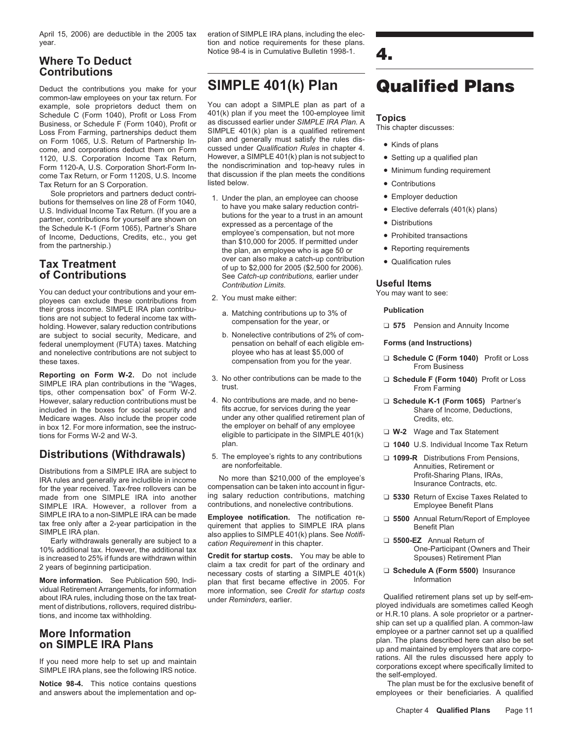April 15, 2006) are deductible in the 2005 tax year.

## Where To Deduct Contributions

Deduct the contributions you make for your common-law employees on your tax return. For example, sole proprietors deduct them on Schedule C (Form 1040), Profit or Loss From Business, or Schedule F (Form 1040), Profit or Loss From Farming, partnerships deduct them on Form 1065, U.S. Return of Partnership Income, and corporations deduct them on Form 1120, U.S. Corporation Income Tax Return, Form 1120-A, U.S. Corporation Short-Form Income Tax Return, or Form 1120S, U.S. Income Tax Return for an S Corporation.

Sole proprietors and partners deduct contributions for themselves on line 28 of Form 1040, U.S. Individual Income Tax Return. (If you are a partner, contributions for yourself are shown on the Schedule K-1 (Form 1065), Partner's Share of Income, Deductions, Credits, etc., you get from the partnership.)

## Tax Treatment of Contributions

You can deduct your contributions and your employees can exclude these contributions from their gross income. SIMPLE IRA plan contributions are not subject to federal income tax withholding. However, salary reduction contributions are subject to social security, Medicare, and federal unemployment (FUTA) taxes. Matching and nonelective contributions are not subject to these taxes.

**Reporting on Form W-2.** Do not include SIMPLE IRA plan contributions in the "Wages, tips, other compensation box" of Form W-2. However, salary reduction contributions must be included in the boxes for social security and Medicare wages. Also include the proper code in box 12. For more information, see the instructions for Forms W-2 and W-3.

## Distributions (Withdrawals)

Distributions from a SIMPLE IRA are subject to IRA rules and generally are includible in income for the year received. Tax-free rollovers can be made from one SIMPLE IRA into another SIMPLE IRA. However, a rollover from a SIMPLE IRA to a non-SIMPLE IRA can be made tax free only after a 2-year participation in the SIMPLE IRA plan.

Early withdrawals generally are subject to a 10% additional tax. However, the additional tax is increased to 25% if funds are withdrawn within 2 years of beginning participation.

**More information.** See Publication 590, Individual Retirement Arrangements, for information about IRA rules, including those on the tax treatment of distributions, rollovers, required distributions, and income tax withholding.

## More Information on SIMPLE IRA Plans

If you need more help to set up and maintain SIMPLE IRA plans, see the following IRS notice.

**Notice 98-4.** This notice contains questions and answers about the implementation and operation of SIMPLE IRA plans, including the election and notice requirements for these plans. Notice 98-4 is in Cumulative Bulletin 1998-1.

# SIMPLE 401(k) Plan

You can adopt a SIMPLE plan as part of a 401(k) plan if you meet the 100-employee limit as discussed earlier under *SIMPLE IRA Plan.* A SIMPLE 401(k) plan is a qualified retirement plan and generally must satisfy the rules discussed under *Qualification Rules* in chapter 4. However, a SIMPLE 401(k) plan is not subject to the nondiscrimination and top-heavy rules in that discussion if the plan meets the conditions listed below.

1. Under the plan, an employee can choose to have you make salary reduction contributions for the year to a trust in an amount expressed as a percentage of the employee's compensation, but not more than $10,000 for 2005. If permitted under the plan, an employee who is age 50 or over can also make a catch-up contribution of up to $2,000 for 2005 ($2,500 for 2006). See *Catch-up contributions,* earlier under *Contribution Limits.*
2. You must make either:
   a. Matching contributions up to 3% of compensation for the year, or
   b. Nonelective contributions of 2% of compensation on behalf of each eligible employee who has at least $5,000 of compensation from you for the year.
3. No other contributions can be made to the trust.
4. No contributions are made, and no benefits accrue, for services during the year under any other qualified retirement plan of the employer on behalf of any employee eligible to participate in the SIMPLE 401(k) plan.
5. The employee's rights to any contributions are nonforfeitable.

No more than $210,000 of the employee's compensation can be taken into account in figuring salary reduction contributions, matching contributions, and nonelective contributions.

**Employee notification.** The notification requirement that applies to SIMPLE IRA plans also applies to SIMPLE 401(k) plans. See *Notification Requirement* in this chapter.

**Credit for startup costs.** You may be able to claim a tax credit for part of the ordinary and necessary costs of starting a SIMPLE 401(k) plan that first became effective in 2005. For more information, see *Credit for startup costs* under *Reminders*, earlier.

# 4. Qualified Plans

## Topics

This chapter discusses:

- Kinds of plans
- Setting up a qualified plan
- Minimum funding requirement
- Contributions
- Employer deduction
- Elective deferrals (401(k) plans)
- Distributions
- Prohibited transactions
- Reporting requirements
- Qualification rules

## Useful Items

You may want to see:

**Publication**

- ❑ **575** Pension and Annuity Income

**Forms (and Instructions)**

- ❑ **Schedule C (Form 1040)** Profit or Loss From Business
- ❑ **Schedule F (Form 1040)** Profit or Loss From Farming
- ❑ **Schedule K-1 (Form 1065)** Partner's Share of Income, Deductions, Credits, etc.
- ❑ **W-2** Wage and Tax Statement
- ❑ **1040** U.S. Individual Income Tax Return
- ❑ **1099-R** Distributions From Pensions, Annuities, Retirement or Profit-Sharing Plans, IRAs, Insurance Contracts, etc.
- ❑ **5330** Return of Excise Taxes Related to Employee Benefit Plans
- ❑ **5500** Annual Return/Report of Employee Benefit Plan
- ❑ **5500-EZ** Annual Return of One-Participant (Owners and Their Spouses) Retirement Plan
- ❑ **Schedule A (Form 5500)** Insurance Information

Qualified retirement plans set up by self-employed individuals are sometimes called Keogh or H.R.10 plans. A sole proprietor or a partnership can set up a qualified plan. A common-law employee or a partner cannot set up a qualified plan. The plans described here can also be set up and maintained by employers that are corporations. All the rules discussed here apply to corporations except where specifically limited to the self-employed.

The plan must be for the exclusive benefit of employees or their beneficiaries. A qualified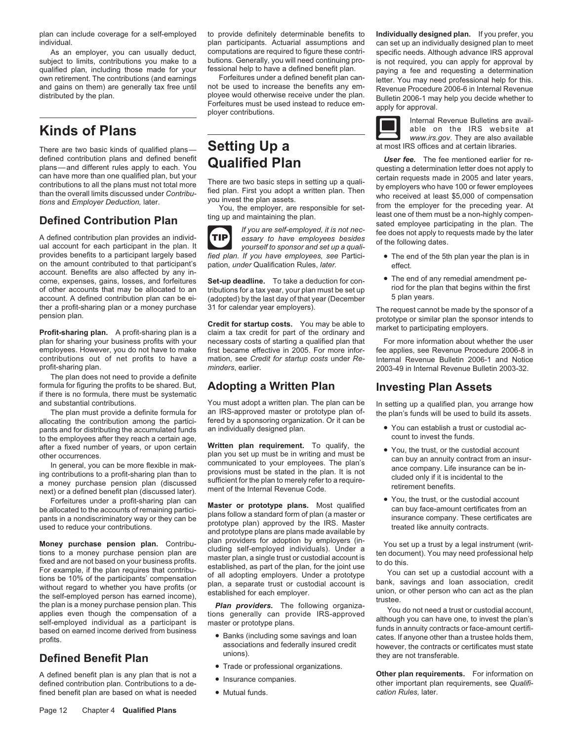plan can include coverage for a self-employed individual.

As an employer, you can usually deduct, subject to limits, contributions you make to a qualified plan, including those made for your own retirement. The contributions (and earnings and gains on them) are generally tax free until distributed by the plan.

# Kinds of Plans

There are two basic kinds of qualified plans—defined contribution plans and defined benefit plans—and different rules apply to each. You can have more than one qualified plan, but your contributions to all the plans must not total more than the overall limits discussed under *Contributions* and *Employer Deduction,* later.

## Defined Contribution Plan

A defined contribution plan provides an individual account for each participant in the plan. It provides benefits to a participant largely based on the amount contributed to that participant's account. Benefits are also affected by any income, expenses, gains, losses, and forfeitures of other accounts that may be allocated to an account. A defined contribution plan can be either a profit-sharing plan or a money purchase pension plan.

**Profit-sharing plan.** A profit-sharing plan is a plan for sharing your business profits with your employees. However, you do not have to make contributions out of net profits to have a profit-sharing plan.

The plan does not need to provide a definite formula for figuring the profits to be shared. But, if there is no formula, there must be systematic and substantial contributions.

The plan must provide a definite formula for allocating the contribution among the participants and for distributing the accumulated funds to the employees after they reach a certain age, after a fixed number of years, or upon certain other occurrences.

In general, you can be more flexible in making contributions to a profit-sharing plan than to a money purchase pension plan (discussed next) or a defined benefit plan (discussed later).

Forfeitures under a profit-sharing plan can be allocated to the accounts of remaining participants in a nondiscriminatory way or they can be used to reduce your contributions.

**Money purchase pension plan.** Contributions to a money purchase pension plan are fixed and are not based on your business profits. For example, if the plan requires that contributions be 10% of the participants' compensation without regard to whether you have profits (or the self-employed person has earned income), the plan is a money purchase pension plan. This applies even though the compensation of a self-employed individual as a participant is based on earned income derived from business profits.

## Defined Benefit Plan

A defined benefit plan is any plan that is not a defined contribution plan. Contributions to a defined benefit plan are based on what is needed to provide definitely determinable benefits to plan participants. Actuarial assumptions and computations are required to figure these contributions. Generally, you will need continuing professional help to have a defined benefit plan.

Forfeitures under a defined benefit plan cannot be used to increase the benefits any employee would otherwise receive under the plan. Forfeitures must be used instead to reduce employer contributions.

# Setting Up a Qualified Plan

There are two basic steps in setting up a qualified plan. First you adopt a written plan. Then you invest the plan assets.

You, the employer, are responsible for setting up and maintaining the plan.

**TIP** *If you are self-employed, it is not necessary to have employees besides yourself to sponsor and set up a qualified plan. If you have employees, see* Participation, *under* Qualification Rules, *later.*

**Set-up deadline.** To take a deduction for contributions for a tax year, your plan must be set up (adopted) by the last day of that year (December 31 for calendar year employers).

**Credit for startup costs.** You may be able to claim a tax credit for part of the ordinary and necessary costs of starting a qualified plan that first became effective in 2005. For more information, see *Credit for startup costs* under *Reminders*, earlier.

## Adopting a Written Plan

You must adopt a written plan. The plan can be an IRS-approved master or prototype plan offered by a sponsoring organization. Or it can be an individually designed plan.

**Written plan requirement.** To qualify, the plan you set up must be in writing and must be communicated to your employees. The plan's provisions must be stated in the plan. It is not sufficient for the plan to merely refer to a requirement of the Internal Revenue Code.

**Master or prototype plans.** Most qualified plans follow a standard form of plan (a master or prototype plan) approved by the IRS. Master and prototype plans are plans made available by plan providers for adoption by employers (including self-employed individuals). Under a master plan, a single trust or custodial account is established, as part of the plan, for the joint use of all adopting employers. Under a prototype plan, a separate trust or custodial account is established for each employer.

***Plan providers.*** The following organizations generally can provide IRS-approved master or prototype plans.

- Banks (including some savings and loan associations and federally insured credit unions).
- Trade or professional organizations.
- Insurance companies.
- Mutual funds.

**Individually designed plan.** If you prefer, you can set up an individually designed plan to meet specific needs. Although advance IRS approval is not required, you can apply for approval by paying a fee and requesting a determination letter. You may need professional help for this. Revenue Procedure 2006-6 in Internal Revenue Bulletin 2006-1 may help you decide whether to apply for approval.

Internal Revenue Bulletins are available on the IRS website at *www.irs.gov.* They are also available at most IRS offices and at certain libraries.

***User fee.*** The fee mentioned earlier for requesting a determination letter does not apply to certain requests made in 2005 and later years, by employers who have 100 or fewer employees who received at least $5,000 of compensation from the employer for the preceding year. At least one of them must be a non-highly compensated employee participating in the plan. The fee does not apply to requests made by the later of the following dates.

- The end of the 5th plan year the plan is in effect.
- The end of any remedial amendment period for the plan that begins within the first 5 plan years.

The request cannot be made by the sponsor of a prototype or similar plan the sponsor intends to market to participating employers.

For more information about whether the user fee applies, see Revenue Procedure 2006-8 in Internal Revenue Bulletin 2006-1 and Notice 2003-49 in Internal Revenue Bulletin 2003-32.

## Investing Plan Assets

In setting up a qualified plan, you arrange how the plan's funds will be used to build its assets.

- You can establish a trust or custodial account to invest the funds.
- You, the trust, or the custodial account can buy an annuity contract from an insurance company. Life insurance can be included only if it is incidental to the retirement benefits.
- You, the trust, or the custodial account can buy face-amount certificates from an insurance company. These certificates are treated like annuity contracts.

You set up a trust by a legal instrument (written document). You may need professional help to do this.

You can set up a custodial account with a bank, savings and loan association, credit union, or other person who can act as the plan trustee.

You do not need a trust or custodial account, although you can have one, to invest the plan's funds in annuity contracts or face-amount certificates. If anyone other than a trustee holds them, however, the contracts or certificates must state they are not transferable.

**Other plan requirements.** For information on other important plan requirements, see *Qualification Rules,* later.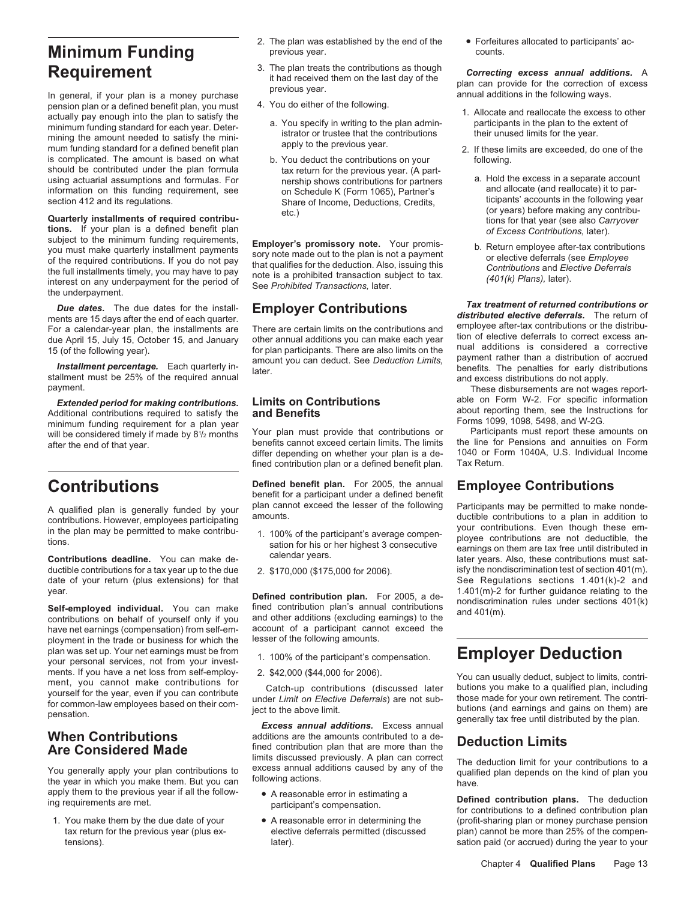# Minimum Funding Requirement

In general, if your plan is a money purchase pension plan or a defined benefit plan, you must actually pay enough into the plan to satisfy the minimum funding standard for each year. Determining the amount needed to satisfy the minimum funding standard for a defined benefit plan is complicated. The amount is based on what should be contributed under the plan formula using actuarial assumptions and formulas. For information on this funding requirement, see section 412 and its regulations.

**Quarterly installments of required contributions.** If your plan is a defined benefit plan subject to the minimum funding requirements, you must make quarterly installment payments of the required contributions. If you do not pay the full installments timely, you may have to pay interest on any underpayment for the period of the underpayment.

***Due dates.*** The due dates for the installments are 15 days after the end of each quarter. For a calendar-year plan, the installments are due April 15, July 15, October 15, and January 15 (of the following year).

***Installment percentage.*** Each quarterly installment must be 25% of the required annual payment.

***Extended period for making contributions.*** Additional contributions required to satisfy the minimum funding requirement for a plan year will be considered timely if made by 8½ months after the end of that year.

# Contributions

A qualified plan is generally funded by your contributions. However, employees participating in the plan may be permitted to make contributions.

**Contributions deadline.** You can make deductible contributions for a tax year up to the due date of your return (plus extensions) for that year.

**Self-employed individual.** You can make contributions on behalf of yourself only if you have net earnings (compensation) from self-employment in the trade or business for which the plan was set up. Your net earnings must be from your personal services, not from your investments. If you have a net loss from self-employment, you cannot make contributions for yourself for the year, even if you can contribute for common-law employees based on their compensation.

## When Contributions Are Considered Made

You generally apply your plan contributions to the year in which you make them. But you can apply them to the previous year if all the following requirements are met.

1. You make them by the due date of your tax return for the previous year (plus extensions).
2. The plan was established by the end of the previous year.
3. The plan treats the contributions as though it had received them on the last day of the previous year.
4. You do either of the following.
   a. You specify in writing to the plan administrator or trustee that the contributions apply to the previous year.
   b. You deduct the contributions on your tax return for the previous year. (A partnership shows contributions for partners on Schedule K (Form 1065), Partner's Share of Income, Deductions, Credits, etc.)

**Employer's promissory note.** Your promissory note made out to the plan is not a payment that qualifies for the deduction. Also, issuing this note is a prohibited transaction subject to tax. See *Prohibited Transactions,* later.

# Employer Contributions

There are certain limits on the contributions and other annual additions you can make each year for plan participants. There are also limits on the amount you can deduct. See *Deduction Limits,* later.

## Limits on Contributions and Benefits

Your plan must provide that contributions or benefits cannot exceed certain limits. The limits differ depending on whether your plan is a defined contribution plan or a defined benefit plan.

**Defined benefit plan.** For 2005, the annual benefit for a participant under a defined benefit plan cannot exceed the lesser of the following amounts.

1. 100% of the participant's average compensation for his or her highest 3 consecutive calendar years.
2. $170,000 ($175,000 for 2006).

**Defined contribution plan.** For 2005, a defined contribution plan's annual contributions and other additions (excluding earnings) to the account of a participant cannot exceed the lesser of the following amounts.

1. 100% of the participant's compensation.
2. $42,000 ($44,000 for 2006).

Catch-up contributions (discussed later under *Limit on Elective Deferrals*) are not subject to the above limit.

***Excess annual additions.*** Excess annual additions are the amounts contributed to a defined contribution plan that are more than the limits discussed previously. A plan can correct excess annual additions caused by any of the following actions.

- A reasonable error in estimating a participant's compensation.
- A reasonable error in determining the elective deferrals permitted (discussed later).
- Forfeitures allocated to participants' accounts.

***Correcting excess annual additions.*** A plan can provide for the correction of excess annual additions in the following ways.

1. Allocate and reallocate the excess to other participants in the plan to the extent of their unused limits for the year.
2. If these limits are exceeded, do one of the following.
   a. Hold the excess in a separate account and allocate (and reallocate) it to participants' accounts in the following year (or years) before making any contributions for that year (see also *Carryover of Excess Contributions,* later).
   b. Return employee after-tax contributions or elective deferrals (see *Employee Contributions* and *Elective Deferrals (401(k) Plans),* later).

***Tax treatment of returned contributions or distributed elective deferrals.*** The return of employee after-tax contributions or the distribution of elective deferrals to correct excess annual additions is considered a corrective payment rather than a distribution of accrued benefits. The penalties for early distributions and excess distributions do not apply.

These disbursements are not wages reportable on Form W-2. For specific information about reporting them, see the Instructions for Forms 1099, 1098, 5498, and W-2G.

Participants must report these amounts on the line for Pensions and annuities on Form 1040 or Form 1040A, U.S. Individual Income Tax Return.

# Employee Contributions

Participants may be permitted to make nondeductible contributions to a plan in addition to your contributions. Even though these employee contributions are not deductible, the earnings on them are tax free until distributed in later years. Also, these contributions must satisfy the nondiscrimination test of section 401(m). See Regulations sections 1.401(k)-2 and 1.401(m)-2 for further guidance relating to the nondiscrimination rules under sections 401(k) and 401(m).

# Employer Deduction

You can usually deduct, subject to limits, contributions you make to a qualified plan, including those made for your own retirement. The contributions (and earnings and gains on them) are generally tax free until distributed by the plan.

## Deduction Limits

The deduction limit for your contributions to a qualified plan depends on the kind of plan you have.

**Defined contribution plans.** The deduction for contributions to a defined contribution plan (profit-sharing plan or money purchase pension plan) cannot be more than 25% of the compensation paid (or accrued) during the year to your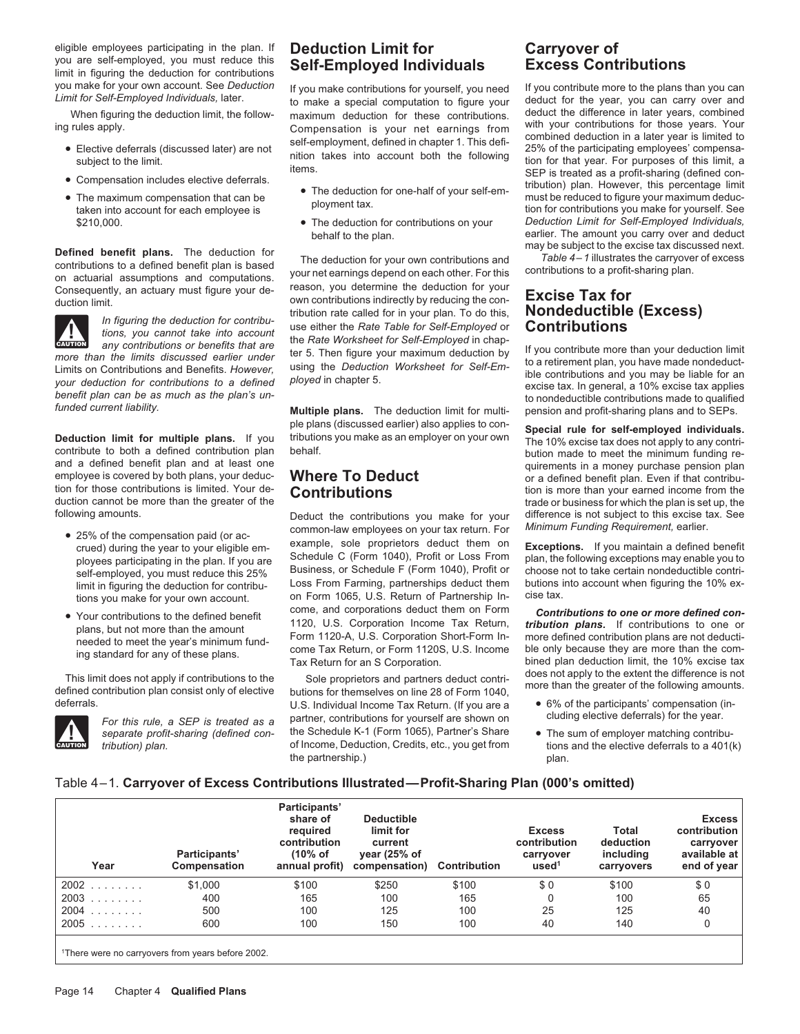eligible employees participating in the plan. If you are self-employed, you must reduce this limit in figuring the deduction for contributions you make for your own account. See *Deduction Limit for Self-Employed Individuals,* later.

When figuring the deduction limit, the following rules apply.

- Elective deferrals (discussed later) are not subject to the limit.
- Compensation includes elective deferrals.
- The maximum compensation that can be taken into account for each employee is $210,000.

**Defined benefit plans.** The deduction for contributions to a defined benefit plan is based on actuarial assumptions and computations. Consequently, an actuary must figure your deduction limit.

**CAUTION:** *In figuring the deduction for contributions, you cannot take into account any contributions or benefits that are more than the limits discussed earlier under Limits on Contributions and Benefits. However, your deduction for contributions to a defined benefit plan can be as much as the plan's unfunded current liability.*

**Deduction limit for multiple plans.** If you contribute to both a defined contribution plan and a defined benefit plan and at least one employee is covered by both plans, your deduction for those contributions is limited. Your deduction cannot be more than the greater of the following amounts.

- 25% of the compensation paid (or accrued) during the year to your eligible employees participating in the plan. If you are self-employed, you must reduce this 25% limit in figuring the deduction for contributions you make for your own account.
- Your contributions to the defined benefit plans, but not more than the amount needed to meet the year's minimum funding standard for any of these plans.

This limit does not apply if contributions to the defined contribution plan consist only of elective deferrals.

**CAUTION:** *For this rule, a SEP is treated as a separate profit-sharing (defined contribution) plan.*

## Deduction Limit for Self-Employed Individuals

If you make contributions for yourself, you need to make a special computation to figure your maximum deduction for these contributions. Compensation is your net earnings from self-employment, defined in chapter 1. This definition takes into account both the following items.

- The deduction for one-half of your self-employment tax.
- The deduction for contributions on your behalf to the plan.

The deduction for your own contributions and your net earnings depend on each other. For this reason, you determine the deduction for your own contributions indirectly by reducing the contribution rate called for in your plan. To do this, use either the *Rate Table for Self-Employed* or the *Rate Worksheet for Self-Employed* in chapter 5. Then figure your maximum deduction by using the *Deduction Worksheet for Self-Employed* in chapter 5.

**Multiple plans.** The deduction limit for multiple plans (discussed earlier) also applies to contributions you make as an employer on your own behalf.

## Where To Deduct Contributions

Deduct the contributions you make for your common-law employees on your tax return. For example, sole proprietors deduct them on Schedule C (Form 1040), Profit or Loss From Business, or Schedule F (Form 1040), Profit or Loss From Farming, partnerships deduct them on Form 1065, U.S. Return of Partnership Income, and corporations deduct them on Form 1120, U.S. Corporation Income Tax Return, Form 1120-A, U.S. Corporation Short-Form Income Tax Return, or Form 1120S, U.S. Income Tax Return for an S Corporation.

Sole proprietors and partners deduct contributions for themselves on line 28 of Form 1040, U.S. Individual Income Tax Return. (If you are a partner, contributions for yourself are shown on the Schedule K-1 (Form 1065), Partner's Share of Income, Deduction, Credits, etc., you get from the partnership.)

## Carryover of Excess Contributions

If you contribute more to the plans than you can deduct for the year, you can carry over and deduct the difference in later years, combined with your contributions for those years. Your combined deduction in a later year is limited to 25% of the participating employees' compensation for that year. For purposes of this limit, a SEP is treated as a profit-sharing (defined contribution) plan. However, this percentage limit must be reduced to figure your maximum deduction for contributions you make for yourself. See *Deduction Limit for Self-Employed Individuals,* earlier. The amount you carry over and deduct may be subject to the excise tax discussed next.

*Table 4–1* illustrates the carryover of excess contributions to a profit-sharing plan.

## Excise Tax for Nondeductible (Excess) Contributions

If you contribute more than your deduction limit to a retirement plan, you have made nondeductible contributions and you may be liable for an excise tax. In general, a 10% excise tax applies to nondeductible contributions made to qualified pension and profit-sharing plans and to SEPs.

**Special rule for self-employed individuals.** The 10% excise tax does not apply to any contribution made to meet the minimum funding requirements in a money purchase pension plan or a defined benefit plan. Even if that contribution is more than your earned income from the trade or business for which the plan is set up, the difference is not subject to this excise tax. See *Minimum Funding Requirement,* earlier.

**Exceptions.** If you maintain a defined benefit plan, the following exceptions may enable you to choose not to take certain nondeductible contributions into account when figuring the 10% excise tax.

***Contributions to one or more defined contribution plans.*** If contributions to one or more defined contribution plans are not deductible only because they are more than the combined plan deduction limit, the 10% excise tax does not apply to the extent the difference is not more than the greater of the following amounts.

- 6% of the participants' compensation (including elective deferrals) for the year.
- The sum of employer matching contributions and the elective deferrals to a 401(k) plan.

Table 4–1. **Carryover of Excess Contributions Illustrated—Profit-Sharing Plan (000's omitted)**

| Year | Participants' Compensation | Participants' share of required contribution (10% of annual profit) | Deductible limit for current year (25% of compensation) | Contribution | Excess contribution carryover used[1] | Total deduction including carryovers | Excess contribution carryover available at end of year |
|---|---|---|---|---|---|---|---|
| 2002 | $1,000 | $100 | $250 | $100 | $ 0 | $100 | $ 0 |
| 2003 | 400 | 165 | 100 | 165 | 0 | 100 | 65 |
| 2004 | 500 | 100 | 125 | 100 | 25 | 125 | 40 |
| 2005 | 600 | 100 | 150 | 100 | 40 | 140 | 0 |

[1]There were no carryovers from years before 2002.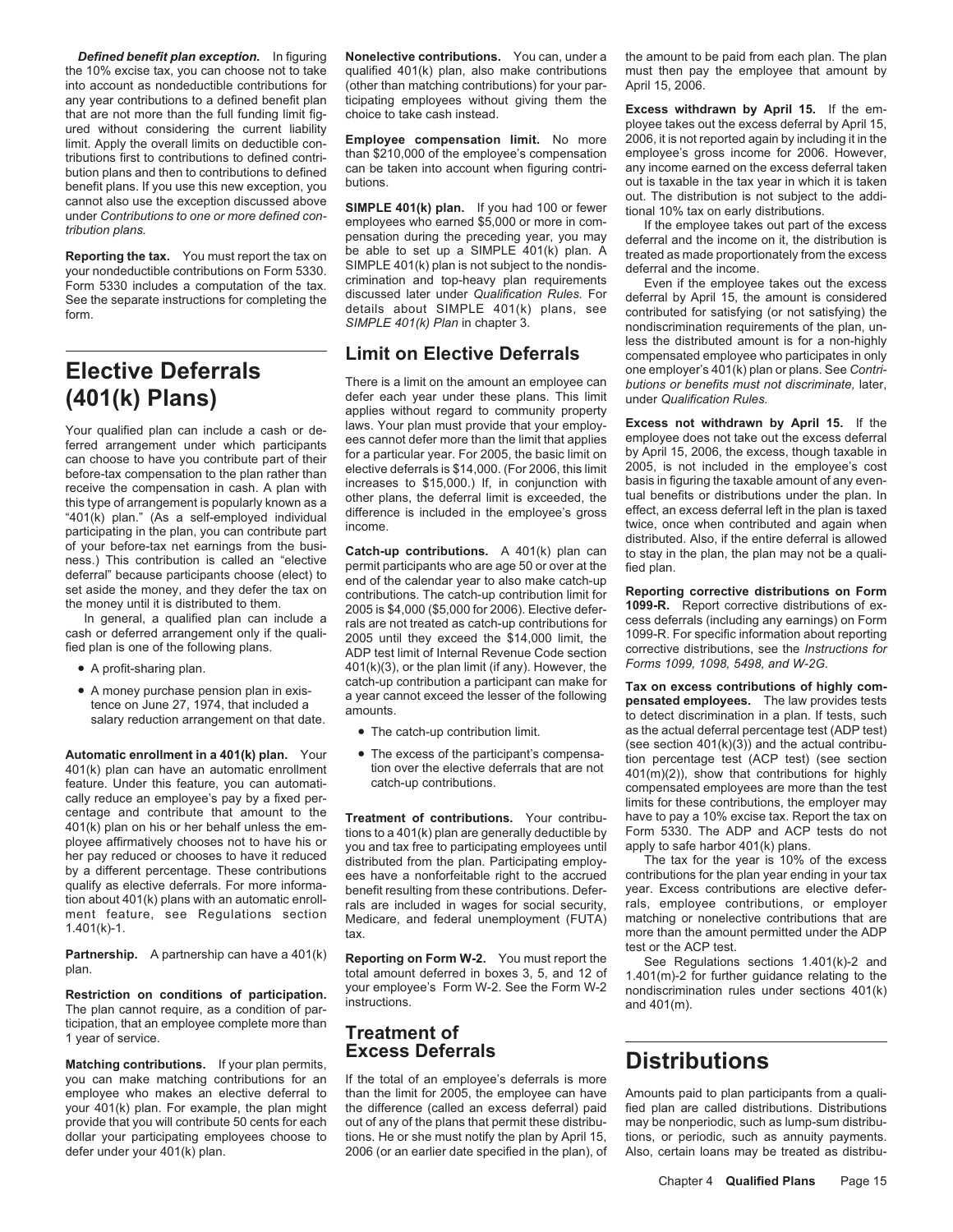***Defined benefit plan exception.*** In figuring the 10% excise tax, you can choose not to take into account as nondeductible contributions for any year contributions to a defined benefit plan that are not more than the full funding limit figured without considering the current liability limit. Apply the overall limits on deductible contributions first to contributions to defined contribution plans and then to contributions to defined benefit plans. If you use this new exception, you cannot also use the exception discussed above under *Contributions to one or more defined contribution plans.*

**Reporting the tax.** You must report the tax on your nondeductible contributions on Form 5330. Form 5330 includes a computation of the tax. See the separate instructions for completing the form.

# Elective Deferrals (401(k) Plans)

Your qualified plan can include a cash or deferred arrangement under which participants can choose to have you contribute part of their before-tax compensation to the plan rather than receive the compensation in cash. A plan with this type of arrangement is popularly known as a "401(k) plan." (As a self-employed individual participating in the plan, you can contribute part of your before-tax net earnings from the business.) This contribution is called an "elective deferral" because participants choose (elect) to set aside the money, and they defer the tax on the money until it is distributed to them.

In general, a qualified plan can include a cash or deferred arrangement only if the qualified plan is one of the following plans.

- A profit-sharing plan.
- A money purchase pension plan in existence on June 27, 1974, that included a salary reduction arrangement on that date.

**Automatic enrollment in a 401(k) plan.** Your 401(k) plan can have an automatic enrollment feature. Under this feature, you can automatically reduce an employee's pay by a fixed percentage and contribute that amount to the 401(k) plan on his or her behalf unless the employee affirmatively chooses not to have his or her pay reduced or chooses to have it reduced by a different percentage. These contributions qualify as elective deferrals. For more information about 401(k) plans with an automatic enrollment feature, see Regulations section 1.401(k)-1.

**Partnership.** A partnership can have a 401(k) plan.

**Restriction on conditions of participation.** The plan cannot require, as a condition of participation, that an employee complete more than 1 year of service.

**Matching contributions.** If your plan permits, you can make matching contributions for an employee who makes an elective deferral to your 401(k) plan. For example, the plan might provide that you will contribute 50 cents for each dollar your participating employees choose to defer under your 401(k) plan.

**Nonelective contributions.** You can, under a qualified 401(k) plan, also make contributions (other than matching contributions) for your participating employees without giving them the choice to take cash instead.

**Employee compensation limit.** No more than $210,000 of the employee's compensation can be taken into account when figuring contributions.

**SIMPLE 401(k) plan.** If you had 100 or fewer employees who earned $5,000 or more in compensation during the preceding year, you may be able to set up a SIMPLE 401(k) plan. A SIMPLE 401(k) plan is not subject to the nondiscrimination and top-heavy plan requirements discussed later under *Qualification Rules.* For details about SIMPLE 401(k) plans, see *SIMPLE 401(k) Plan* in chapter 3.

## Limit on Elective Deferrals

There is a limit on the amount an employee can defer each year under these plans. This limit applies without regard to community property laws. Your plan must provide that your employees cannot defer more than the limit that applies for a particular year. For 2005, the basic limit on elective deferrals is $14,000. (For 2006, this limit increases to $15,000.) If, in conjunction with other plans, the deferral limit is exceeded, the difference is included in the employee's gross income.

**Catch-up contributions.** A 401(k) plan can permit participants who are age 50 or over at the end of the calendar year to also make catch-up contributions. The catch-up contribution limit for 2005 is $4,000 ($5,000 for 2006). Elective deferrals are not treated as catch-up contributions for 2005 until they exceed the $14,000 limit, the ADP test limit of Internal Revenue Code section 401(k)(3), or the plan limit (if any). However, the catch-up contribution a participant can make for a year cannot exceed the lesser of the following amounts.

- The catch-up contribution limit.
- The excess of the participant's compensation over the elective deferrals that are not catch-up contributions.

**Treatment of contributions.** Your contributions to a 401(k) plan are generally deductible by you and tax free to participating employees until distributed from the plan. Participating employees have a nonforfeitable right to the accrued benefit resulting from these contributions. Deferrals are included in wages for social security, Medicare, and federal unemployment (FUTA) tax.

**Reporting on Form W-2.** You must report the total amount deferred in boxes 3, 5, and 12 of your employee's Form W-2. See the Form W-2 instructions.

## Treatment of Excess Deferrals

If the total of an employee's deferrals is more than the limit for 2005, the employee can have the difference (called an excess deferral) paid out of any of the plans that permit these distributions. He or she must notify the plan by April 15, 2006 (or an earlier date specified in the plan), of the amount to be paid from each plan. The plan must then pay the employee that amount by April 15, 2006.

**Excess withdrawn by April 15.** If the employee takes out the excess deferral by April 15, 2006, it is not reported again by including it in the employee's gross income for 2006. However, any income earned on the excess deferral taken out is taxable in the tax year in which it is taken out. The distribution is not subject to the additional 10% tax on early distributions.

If the employee takes out part of the excess deferral and the income on it, the distribution is treated as made proportionately from the excess deferral and the income.

Even if the employee takes out the excess deferral by April 15, the amount is considered contributed for satisfying (or not satisfying) the nondiscrimination requirements of the plan, unless the distributed amount is for a non-highly compensated employee who participates in only one employer's 401(k) plan or plans. See *Contributions or benefits must not discriminate,* later, under *Qualification Rules.*

**Excess not withdrawn by April 15.** If the employee does not take out the excess deferral by April 15, 2006, the excess, though taxable in 2005, is not included in the employee's cost basis in figuring the taxable amount of any eventual benefits or distributions under the plan. In effect, an excess deferral left in the plan is taxed twice, once when contributed and again when distributed. Also, if the entire deferral is allowed to stay in the plan, the plan may not be a qualified plan.

**Reporting corrective distributions on Form 1099-R.** Report corrective distributions of excess deferrals (including any earnings) on Form 1099-R. For specific information about reporting corrective distributions, see the *Instructions for Forms 1099, 1098, 5498, and W-2G.*

**Tax on excess contributions of highly compensated employees.** The law provides tests to detect discrimination in a plan. If tests, such as the actual deferral percentage test (ADP test) (see section 401(k)(3)) and the actual contribution percentage test (ACP test) (see section 401(m)(2)), show that contributions for highly compensated employees are more than the test limits for these contributions, the employer may have to pay a 10% excise tax. Report the tax on Form 5330. The ADP and ACP tests do not apply to safe harbor 401(k) plans.

The tax for the year is 10% of the excess contributions for the plan year ending in your tax year. Excess contributions are elective deferrals, employee contributions, or employer matching or nonelective contributions that are more than the amount permitted under the ADP test or the ACP test.

See Regulations sections 1.401(k)-2 and 1.401(m)-2 for further guidance relating to the nondiscrimination rules under sections 401(k) and 401(m).

# Distributions

Amounts paid to plan participants from a qualified plan are called distributions. Distributions may be nonperiodic, such as lump-sum distributions, or periodic, such as annuity payments. Also, certain loans may be treated as distribu-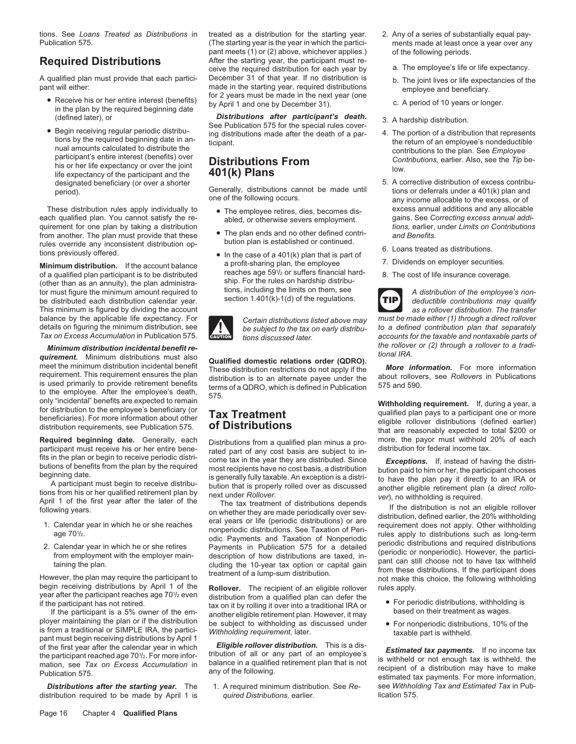tions. See *Loans Treated as Distributions* in Publication 575.

## Required Distributions

A qualified plan must provide that each participant will either:

- Receive his or her entire interest (benefits) in the plan by the required beginning date (defined later), or
- Begin receiving regular periodic distributions by the required beginning date in annual amounts calculated to distribute the participant's entire interest (benefits) over his or her life expectancy or over the joint life expectancy of the participant and the designated beneficiary (or over a shorter period).

These distribution rules apply individually to each qualified plan. You cannot satisfy the requirement for one plan by taking a distribution from another. The plan must provide that these rules override any inconsistent distribution options previously offered.

**Minimum distribution.** If the account balance of a qualified plan participant is to be distributed (other than as an annuity), the plan administrator must figure the minimum amount required to be distributed each distribution calendar year. This minimum is figured by dividing the account balance by the applicable life expectancy. For details on figuring the minimum distribution, see *Tax on Excess Accumulation* in Publication 575.

***Minimum distribution incidental benefit requirement.*** Minimum distributions must also meet the minimum distribution incidental benefit requirement. This requirement ensures the plan is used primarily to provide retirement benefits to the employee. After the employee's death, only "incidental" benefits are expected to remain for distribution to the employee's beneficiary (or beneficiaries). For more information about other distribution requirements, see Publication 575.

**Required beginning date.** Generally, each participant must receive his or her entire benefits in the plan or begin to receive periodic distributions of benefits from the plan by the required beginning date.

A participant must begin to receive distributions from his or her qualified retirement plan by April 1 of the first year after the later of the following years.

1. Calendar year in which he or she reaches age $70^1/_2$.
2. Calendar year in which he or she retires from employment with the employer maintaining the plan.

However, the plan may require the participant to begin receiving distributions by April 1 of the year after the participant reaches age $70^1/_2$ even if the participant has not retired.

If the participant is a 5% owner of the employer maintaining the plan or if the distribution is from a traditional or SIMPLE IRA, the participant must begin receiving distributions by April 1 of the first year after the calendar year in which the participant reached age $70^1/_2$. For more information, see *Tax on Excess Accumulation* in Publication 575.

***Distributions after the starting year.*** The distribution required to be made by April 1 is treated as a distribution for the starting year. (The starting year is the year in which the participant meets (1) or (2) above, whichever applies.) After the starting year, the participant must receive the required distribution for each year by December 31 of that year. If no distribution is made in the starting year, required distributions for 2 years must be made in the next year (one by April 1 and one by December 31).

***Distributions after participant's death.*** See Publication 575 for the special rules covering distributions made after the death of a participant.

## Distributions From 401(k) Plans

Generally, distributions cannot be made until one of the following occurs.

- The employee retires, dies, becomes disabled, or otherwise severs employment.
- The plan ends and no other defined contribution plan is established or continued.
- In the case of a 401(k) plan that is part of a profit-sharing plan, the employee reaches age $59^1/_2$ or suffers financial hardship. For the rules on hardship distributions, including the limits on them, see section 1.401(k)-1(d) of the regulations.

CAUTION: *Certain distributions listed above may be subject to the tax on early distributions discussed later.*

**Qualified domestic relations order (QDRO).** These distribution restrictions do not apply if the distribution is to an alternate payee under the terms of a QDRO, which is defined in Publication 575.

## Tax Treatment of Distributions

Distributions from a qualified plan minus a prorated part of any cost basis are subject to income tax in the year they are distributed. Since most recipients have no cost basis, a distribution is generally fully taxable. An exception is a distribution that is properly rolled over as discussed next under *Rollover.*

The tax treatment of distributions depends on whether they are made periodically over several years or life (periodic distributions) or are nonperiodic distributions. See Taxation of Periodic Payments and Taxation of Nonperiodic Payments in Publication 575 for a detailed description of how distributions are taxed, including the 10-year tax option or capital gain treatment of a lump-sum distribution.

**Rollover.** The recipient of an eligible rollover distribution from a qualified plan can defer the tax on it by rolling it over into a traditional IRA or another eligible retirement plan. However, it may be subject to withholding as discussed under *Withholding requirement,* later.

***Eligible rollover distribution.*** This is a distribution of all or any part of an employee's balance in a qualified retirement plan that is not any of the following.

1. A required minimum distribution. See *Required Distributions,* earlier.
2. Any of a series of substantially equal payments made at least once a year over any of the following periods.
   a. The employee's life or life expectancy.
   b. The joint lives or life expectancies of the employee and beneficiary.
   c. A period of 10 years or longer.
3. A hardship distribution.
4. The portion of a distribution that represents the return of an employee's nondeductible contributions to the plan. See *Employee Contributions,* earlier. Also, see the *Tip* below.
5. A corrective distribution of excess contributions or deferrals under a 401(k) plan and any income allocable to the excess, or of excess annual additions and any allocable gains. See *Correcting excess annual additions,* earlier, under *Limits on Contributions and Benefits.*
6. Loans treated as distributions.
7. Dividends on employer securities.
8. The cost of life insurance coverage.

TIP: *A distribution of the employee's nondeductible contributions may qualify as a rollover distribution. The transfer must be made either (1) through a direct rollover to a defined contribution plan that separately accounts for the taxable and nontaxable parts of the rollover or (2) through a rollover to a traditional IRA.*

***More information.*** For more information about rollovers, see *Rollovers* in Publications 575 and 590.

**Withholding requirement.** If, during a year, a qualified plan pays to a participant one or more eligible rollover distributions (defined earlier) that are reasonably expected to total $200 or more, the payor must withhold 20% of each distribution for federal income tax.

***Exceptions.*** If, instead of having the distribution paid to him or her, the participant chooses to have the plan pay it directly to an IRA or another eligible retirement plan (a *direct rollover*), no withholding is required.

If the distribution is not an eligible rollover distribution, defined earlier, the 20% withholding requirement does not apply. Other withholding rules apply to distributions such as long-term periodic distributions and required distributions (periodic or nonperiodic). However, the participant can still choose not to have tax withheld from these distributions. If the participant does not make this choice, the following withholding rules apply.

- For periodic distributions, withholding is based on their treatment as wages.
- For nonperiodic distributions, 10% of the taxable part is withheld.

***Estimated tax payments.*** If no income tax is withheld or not enough tax is withheld, the recipient of a distribution may have to make estimated tax payments. For more information, see *Withholding Tax and Estimated Tax* in Publication 575.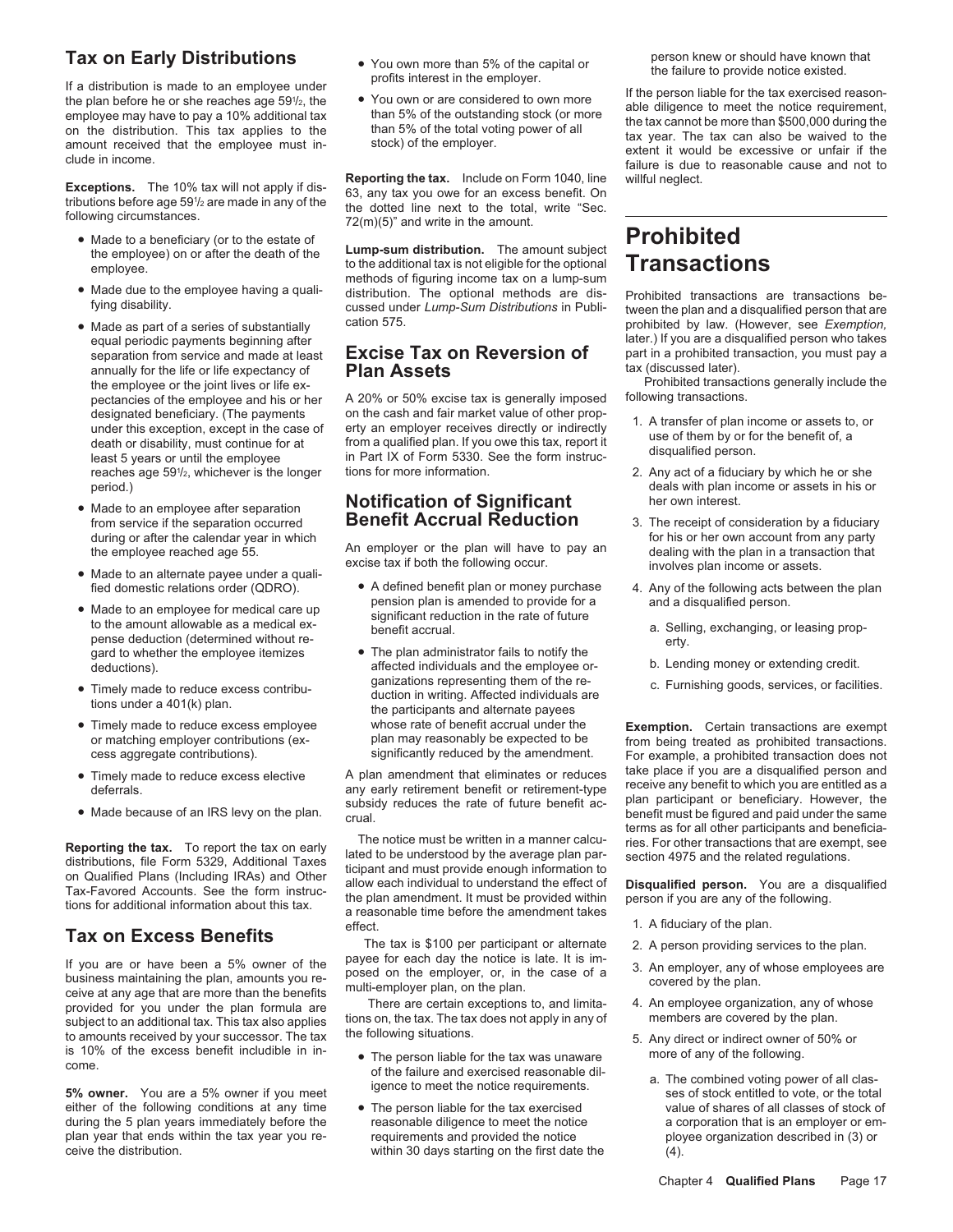## Tax on Early Distributions

If a distribution is made to an employee under the plan before he or she reaches age 59½, the employee may have to pay a 10% additional tax on the distribution. This tax applies to the amount received that the employee must include in income.

**Exceptions.** The 10% tax will not apply if distributions before age 59½ are made in any of the following circumstances.

- Made to a beneficiary (or to the estate of the employee) on or after the death of the employee.
- Made due to the employee having a qualifying disability.
- Made as part of a series of substantially equal periodic payments beginning after separation from service and made at least annually for the life or life expectancy of the employee or the joint lives or life expectancies of the employee and his or her designated beneficiary. (The payments under this exception, except in the case of death or disability, must continue for at least 5 years or until the employee reaches age 59½, whichever is the longer period.)
- Made to an employee after separation from service if the separation occurred during or after the calendar year in which the employee reached age 55.
- Made to an alternate payee under a qualified domestic relations order (QDRO).
- Made to an employee for medical care up to the amount allowable as a medical expense deduction (determined without regard to whether the employee itemizes deductions).
- Timely made to reduce excess contributions under a 401(k) plan.
- Timely made to reduce excess employee or matching employer contributions (excess aggregate contributions).
- Timely made to reduce excess elective deferrals.
- Made because of an IRS levy on the plan.

**Reporting the tax.** To report the tax on early distributions, file Form 5329, Additional Taxes on Qualified Plans (Including IRAs) and Other Tax-Favored Accounts. See the form instructions for additional information about this tax.

## Tax on Excess Benefits

If you are or have been a 5% owner of the business maintaining the plan, amounts you receive at any age that are more than the benefits provided for you under the plan formula are subject to an additional tax. This tax also applies to amounts received by your successor. The tax is 10% of the excess benefit includible in income.

**5% owner.** You are a 5% owner if you meet either of the following conditions at any time during the 5 plan years immediately before the plan year that ends within the tax year you receive the distribution.

- You own more than 5% of the capital or profits interest in the employer.
- You own or are considered to own more than 5% of the outstanding stock (or more than 5% of the total voting power of all stock) of the employer.

**Reporting the tax.** Include on Form 1040, line 63, any tax you owe for an excess benefit. On the dotted line next to the total, write "Sec. 72(m)(5)" and write in the amount.

**Lump-sum distribution.** The amount subject to the additional tax is not eligible for the optional methods of figuring income tax on a lump-sum distribution. The optional methods are discussed under *Lump-Sum Distributions* in Publication 575.

## Excise Tax on Reversion of Plan Assets

A 20% or 50% excise tax is generally imposed on the cash and fair market value of other property an employer receives directly or indirectly from a qualified plan. If you owe this tax, report it in Part IX of Form 5330. See the form instructions for more information.

## Notification of Significant Benefit Accrual Reduction

An employer or the plan will have to pay an excise tax if both the following occur.

- A defined benefit plan or money purchase pension plan is amended to provide for a significant reduction in the rate of future benefit accrual.
- The plan administrator fails to notify the affected individuals and the employee organizations representing them of the reduction in writing. Affected individuals are the participants and alternate payees whose rate of benefit accrual under the plan may reasonably be expected to be significantly reduced by the amendment.

A plan amendment that eliminates or reduces any early retirement benefit or retirement-type subsidy reduces the rate of future benefit accrual.

The notice must be written in a manner calculated to be understood by the average plan participant and must provide enough information to allow each individual to understand the effect of the plan amendment. It must be provided within a reasonable time before the amendment takes effect.

The tax is $100 per participant or alternate payee for each day the notice is late. It is imposed on the employer, or, in the case of a multi-employer plan, on the plan.

There are certain exceptions to, and limitations on, the tax. The tax does not apply in any of the following situations.

- The person liable for the tax was unaware of the failure and exercised reasonable diligence to meet the notice requirements.
- The person liable for the tax exercised reasonable diligence to meet the notice requirements and provided the notice within 30 days starting on the first date the person knew or should have known that the failure to provide notice existed.

If the person liable for the tax exercised reasonable diligence to meet the notice requirement, the tax cannot be more than $500,000 during the tax year. The tax can also be waived to the extent it would be excessive or unfair if the failure is due to reasonable cause and not to willful neglect.

# Prohibited Transactions

Prohibited transactions are transactions between the plan and a disqualified person that are prohibited by law. (However, see *Exemption,* later.) If you are a disqualified person who takes part in a prohibited transaction, you must pay a tax (discussed later).

Prohibited transactions generally include the following transactions.

1. A transfer of plan income or assets to, or use of them by or for the benefit of, a disqualified person.
2. Any act of a fiduciary by which he or she deals with plan income or assets in his or her own interest.
3. The receipt of consideration by a fiduciary for his or her own account from any party dealing with the plan in a transaction that involves plan income or assets.
4. Any of the following acts between the plan and a disqualified person.
   a. Selling, exchanging, or leasing property.
   b. Lending money or extending credit.
   c. Furnishing goods, services, or facilities.

**Exemption.** Certain transactions are exempt from being treated as prohibited transactions. For example, a prohibited transaction does not take place if you are a disqualified person and receive any benefit to which you are entitled as a plan participant or beneficiary. However, the benefit must be figured and paid under the same terms as for all other participants and beneficiaries. For other transactions that are exempt, see section 4975 and the related regulations.

**Disqualified person.** You are a disqualified person if you are any of the following.

1. A fiduciary of the plan.
2. A person providing services to the plan.
3. An employer, any of whose employees are covered by the plan.
4. An employee organization, any of whose members are covered by the plan.
5. Any direct or indirect owner of 50% or more of any of the following.
   a. The combined voting power of all classes of stock entitled to vote, or the total value of shares of all classes of stock of a corporation that is an employer or employee organization described in (3) or (4).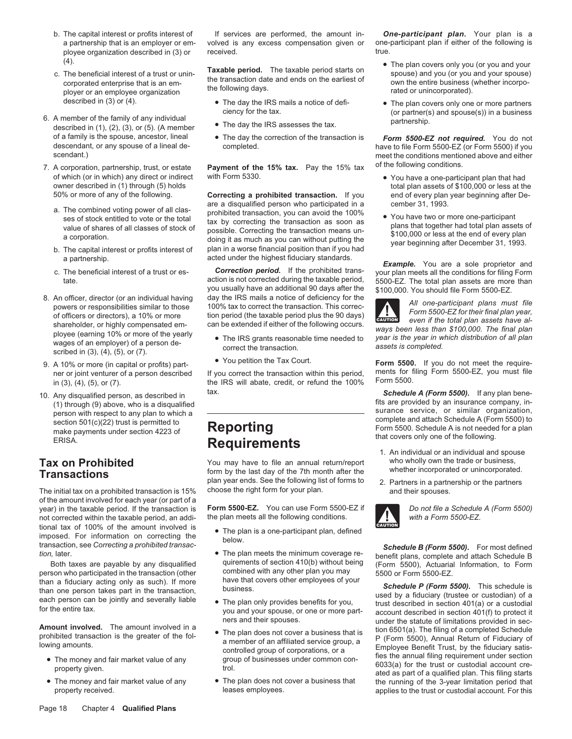b. The capital interest or profits interest of a partnership that is an employer or employee organization described in (3) or (4).

c. The beneficial interest of a trust or unincorporated enterprise that is an employer or an employee organization described in (3) or (4).

6. A member of the family of any individual described in (1), (2), (3), or (5). (A member of a family is the spouse, ancestor, lineal descendant, or any spouse of a lineal descendant.)

7. A corporation, partnership, trust, or estate of which (or in which) any direct or indirect owner described in (1) through (5) holds 50% or more of any of the following.

   a. The combined voting power of all classes of stock entitled to vote or the total value of shares of all classes of stock of a corporation.

   b. The capital interest or profits interest of a partnership.

   c. The beneficial interest of a trust or estate.

8. An officer, director (or an individual having powers or responsibilities similar to those of officers or directors), a 10% or more shareholder, or highly compensated employee (earning 10% or more of the yearly wages of an employer) of a person described in (3), (4), (5), or (7).

9. A 10% or more (in capital or profits) partner or joint venturer of a person described in (3), (4), (5), or (7).

10. Any disqualified person, as described in (1) through (9) above, who is a disqualified person with respect to any plan to which a section 501(c)(22) trust is permitted to make payments under section 4223 of ERISA.

## Tax on Prohibited Transactions

The initial tax on a prohibited transaction is 15% of the amount involved for each year (or part of a year) in the taxable period. If the transaction is not corrected within the taxable period, an additional tax of 100% of the amount involved is imposed. For information on correcting the transaction, see *Correcting a prohibited transaction,* later.

Both taxes are payable by any disqualified person who participated in the transaction (other than a fiduciary acting only as such). If more than one person takes part in the transaction, each person can be jointly and severally liable for the entire tax.

**Amount involved.** The amount involved in a prohibited transaction is the greater of the following amounts.

- The money and fair market value of any property given.
- The money and fair market value of any property received.

If services are performed, the amount involved is any excess compensation given or received.

**Taxable period.** The taxable period starts on the transaction date and ends on the earliest of the following days.

- The day the IRS mails a notice of deficiency for the tax.
- The day the IRS assesses the tax.
- The day the correction of the transaction is completed.

**Payment of the 15% tax.** Pay the 15% tax with Form 5330.

**Correcting a prohibited transaction.** If you are a disqualified person who participated in a prohibited transaction, you can avoid the 100% tax by correcting the transaction as soon as possible. Correcting the transaction means undoing it as much as you can without putting the plan in a worse financial position than if you had acted under the highest fiduciary standards.

***Correction period.*** If the prohibited transaction is not corrected during the taxable period, you usually have an additional 90 days after the day the IRS mails a notice of deficiency for the 100% tax to correct the transaction. This correction period (the taxable period plus the 90 days) can be extended if either of the following occurs.

- The IRS grants reasonable time needed to correct the transaction.
- You petition the Tax Court.

If you correct the transaction within this period, the IRS will abate, credit, or refund the 100% tax.

# Reporting Requirements

You may have to file an annual return/report form by the last day of the 7th month after the plan year ends. See the following list of forms to choose the right form for your plan.

**Form 5500-EZ.** You can use Form 5500-EZ if the plan meets all the following conditions.

- The plan is a one-participant plan, defined below.
- The plan meets the minimum coverage requirements of section 410(b) without being combined with any other plan you may have that covers other employees of your business.
- The plan only provides benefits for you, you and your spouse, or one or more partners and their spouses.
- The plan does not cover a business that is a member of an affiliated service group, a controlled group of corporations, or a group of businesses under common control.
- The plan does not cover a business that leases employees.

***One-participant plan.*** Your plan is a one-participant plan if either of the following is true.

- The plan covers only you (or you and your spouse) and you (or you and your spouse) own the entire business (whether incorporated or unincorporated).
- The plan covers only one or more partners (or partner(s) and spouse(s)) in a business partnership.

***Form 5500-EZ not required.*** You do not have to file Form 5500-EZ (or Form 5500) if you meet the conditions mentioned above and either of the following conditions.

- You have a one-participant plan that had total plan assets of $100,000 or less at the end of every plan year beginning after December 31, 1993.
- You have two or more one-participant plans that together had total plan assets of $100,000 or less at the end of every plan year beginning after December 31, 1993.

***Example.*** You are a sole proprietor and your plan meets all the conditions for filing Form 5500-EZ. The total plan assets are more than $100,000. You should file Form 5500-EZ.

CAUTION: *All one-participant plans must file Form 5500-EZ for their final plan year, even if the total plan assets have always been less than $100,000. The final plan year is the year in which distribution of all plan assets is completed.*

**Form 5500.** If you do not meet the requirements for filing Form 5500-EZ, you must file Form 5500.

***Schedule A (Form 5500).*** If any plan benefits are provided by an insurance company, insurance service, or similar organization, complete and attach Schedule A (Form 5500) to Form 5500. Schedule A is not needed for a plan that covers only one of the following.

1. An individual or an individual and spouse who wholly own the trade or business, whether incorporated or unincorporated.
2. Partners in a partnership or the partners and their spouses.

CAUTION: *Do not file a Schedule A (Form 5500) with a Form 5500-EZ.*

***Schedule B (Form 5500).*** For most defined benefit plans, complete and attach Schedule B (Form 5500), Actuarial Information, to Form 5500 or Form 5500-EZ.

***Schedule P (Form 5500).*** This schedule is used by a fiduciary (trustee or custodian) of a trust described in section 401(a) or a custodial account described in section 401(f) to protect it under the statute of limitations provided in section 6501(a). The filing of a completed Schedule P (Form 5500), Annual Return of Fiduciary of Employee Benefit Trust, by the fiduciary satisfies the annual filing requirement under section 6033(a) for the trust or custodial account created as part of a qualified plan. This filing starts the running of the 3-year limitation period that applies to the trust or custodial account. For this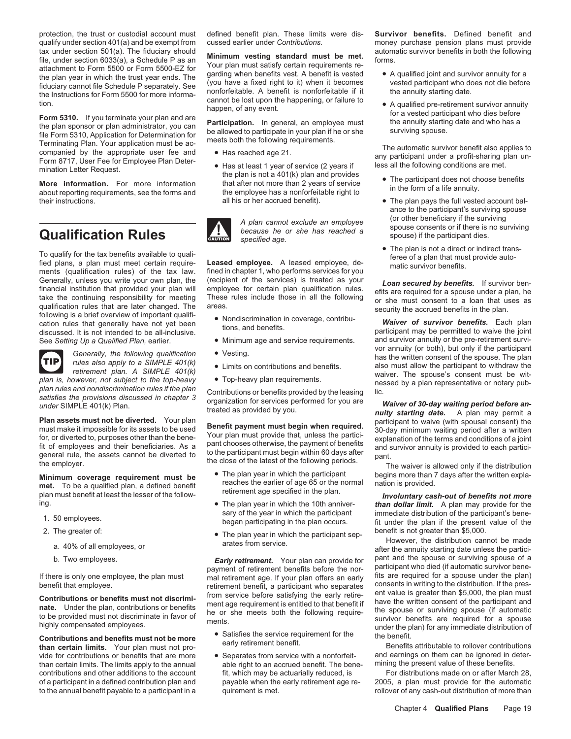protection, the trust or custodial account must qualify under section 401(a) and be exempt from tax under section 501(a). The fiduciary should file, under section 6033(a), a Schedule P as an attachment to Form 5500 or Form 5500-EZ for the plan year in which the trust year ends. The fiduciary cannot file Schedule P separately. See the Instructions for Form 5500 for more information.

**Form 5310.** If you terminate your plan and are the plan sponsor or plan administrator, you can file Form 5310, Application for Determination for Terminating Plan. Your application must be accompanied by the appropriate user fee and Form 8717, User Fee for Employee Plan Determination Letter Request.

**More information.** For more information about reporting requirements, see the forms and their instructions.

# Qualification Rules

To qualify for the tax benefits available to qualified plans, a plan must meet certain requirements (qualification rules) of the tax law. Generally, unless you write your own plan, the financial institution that provided your plan will take the continuing responsibility for meeting qualification rules that are later changed. The following is a brief overview of important qualification rules that generally have not yet been discussed. It is not intended to be all-inclusive. See *Setting Up a Qualified Plan,* earlier.

TIP: *Generally, the following qualification rules also apply to a SIMPLE 401(k) retirement plan. A SIMPLE 401(k) plan is, however, not subject to the top-heavy plan rules and nondiscrimination rules if the plan satisfies the provisions discussed in chapter 3 under* SIMPLE 401(k) Plan.

**Plan assets must not be diverted.** Your plan must make it impossible for its assets to be used for, or diverted to, purposes other than the benefit of employees and their beneficiaries. As a general rule, the assets cannot be diverted to the employer.

**Minimum coverage requirement must be met.** To be a qualified plan, a defined benefit plan must benefit at least the lesser of the following.

1. 50 employees.
2. The greater of:
   a. 40% of all employees, or
   b. Two employees.

If there is only one employee, the plan must benefit that employee.

**Contributions or benefits must not discriminate.** Under the plan, contributions or benefits to be provided must not discriminate in favor of highly compensated employees.

**Contributions and benefits must not be more than certain limits.** Your plan must not provide for contributions or benefits that are more than certain limits. The limits apply to the annual contributions and other additions to the account of a participant in a defined contribution plan and to the annual benefit payable to a participant in a defined benefit plan. These limits were discussed earlier under *Contributions.*

**Minimum vesting standard must be met.** Your plan must satisfy certain requirements regarding when benefits vest. A benefit is vested (you have a fixed right to it) when it becomes nonforfeitable. A benefit is nonforfeitable if it cannot be lost upon the happening, or failure to happen, of any event.

**Participation.** In general, an employee must be allowed to participate in your plan if he or she meets both the following requirements.

- Has reached age 21.
- Has at least 1 year of service (2 years if the plan is not a 401(k) plan and provides that after not more than 2 years of service the employee has a nonforfeitable right to all his or her accrued benefit).

CAUTION: *A plan cannot exclude an employee because he or she has reached a specified age.*

**Leased employee.** A leased employee, defined in chapter 1, who performs services for you (recipient of the services) is treated as your employee for certain plan qualification rules. These rules include those in all the following areas.

- Nondiscrimination in coverage, contributions, and benefits.
- Minimum age and service requirements.
- Vesting.
- Limits on contributions and benefits.
- Top-heavy plan requirements.

Contributions or benefits provided by the leasing organization for services performed for you are treated as provided by you.

**Benefit payment must begin when required.** Your plan must provide that, unless the participant chooses otherwise, the payment of benefits to the participant must begin within 60 days after the close of the latest of the following periods.

- The plan year in which the participant reaches the earlier of age 65 or the normal retirement age specified in the plan.
- The plan year in which the 10th anniversary of the year in which the participant began participating in the plan occurs.
- The plan year in which the participant separates from service.

***Early retirement.*** Your plan can provide for payment of retirement benefits before the normal retirement age. If your plan offers an early retirement benefit, a participant who separates from service before satisfying the early retirement age requirement is entitled to that benefit if he or she meets both the following requirements.

- Satisfies the service requirement for the early retirement benefit.
- Separates from service with a nonforfeitable right to an accrued benefit. The benefit, which may be actuarially reduced, is payable when the early retirement age requirement is met.

**Survivor benefits.** Defined benefit and money purchase pension plans must provide automatic survivor benefits in both the following forms.

- A qualified joint and survivor annuity for a vested participant who does not die before the annuity starting date.
- A qualified pre-retirement survivor annuity for a vested participant who dies before the annuity starting date and who has a surviving spouse.

The automatic survivor benefit also applies to any participant under a profit-sharing plan unless all the following conditions are met.

- The participant does not choose benefits in the form of a life annuity.
- The plan pays the full vested account balance to the participant's surviving spouse (or other beneficiary if the surviving spouse consents or if there is no surviving spouse) if the participant dies.
- The plan is not a direct or indirect transferee of a plan that must provide automatic survivor benefits.

***Loan secured by benefits.*** If survivor benefits are required for a spouse under a plan, he or she must consent to a loan that uses as security the accrued benefits in the plan.

***Waiver of survivor benefits.*** Each plan participant may be permitted to waive the joint and survivor annuity or the pre-retirement survivor annuity (or both), but only if the participant has the written consent of the spouse. The plan also must allow the participant to withdraw the waiver. The spouse's consent must be witnessed by a plan representative or notary public.

***Waiver of 30-day waiting period before annuity starting date.*** A plan may permit a participant to waive (with spousal consent) the 30-day minimum waiting period after a written explanation of the terms and conditions of a joint and survivor annuity is provided to each participant.

The waiver is allowed only if the distribution begins more than 7 days after the written explanation is provided.

***Involuntary cash-out of benefits not more than dollar limit.*** A plan may provide for the immediate distribution of the participant's benefit under the plan if the present value of the benefit is not greater than $5,000.

However, the distribution cannot be made after the annuity starting date unless the participant and the spouse or surviving spouse of a participant who died (if automatic survivor benefits are required for a spouse under the plan) consents in writing to the distribution. If the present value is greater than $5,000, the plan must have the written consent of the participant and the spouse or surviving spouse (if automatic survivor benefits are required for a spouse under the plan) for any immediate distribution of the benefit.

Benefits attributable to rollover contributions and earnings on them can be ignored in determining the present value of these benefits.

For distributions made on or after March 28, 2005, a plan must provide for the automatic rollover of any cash-out distribution of more than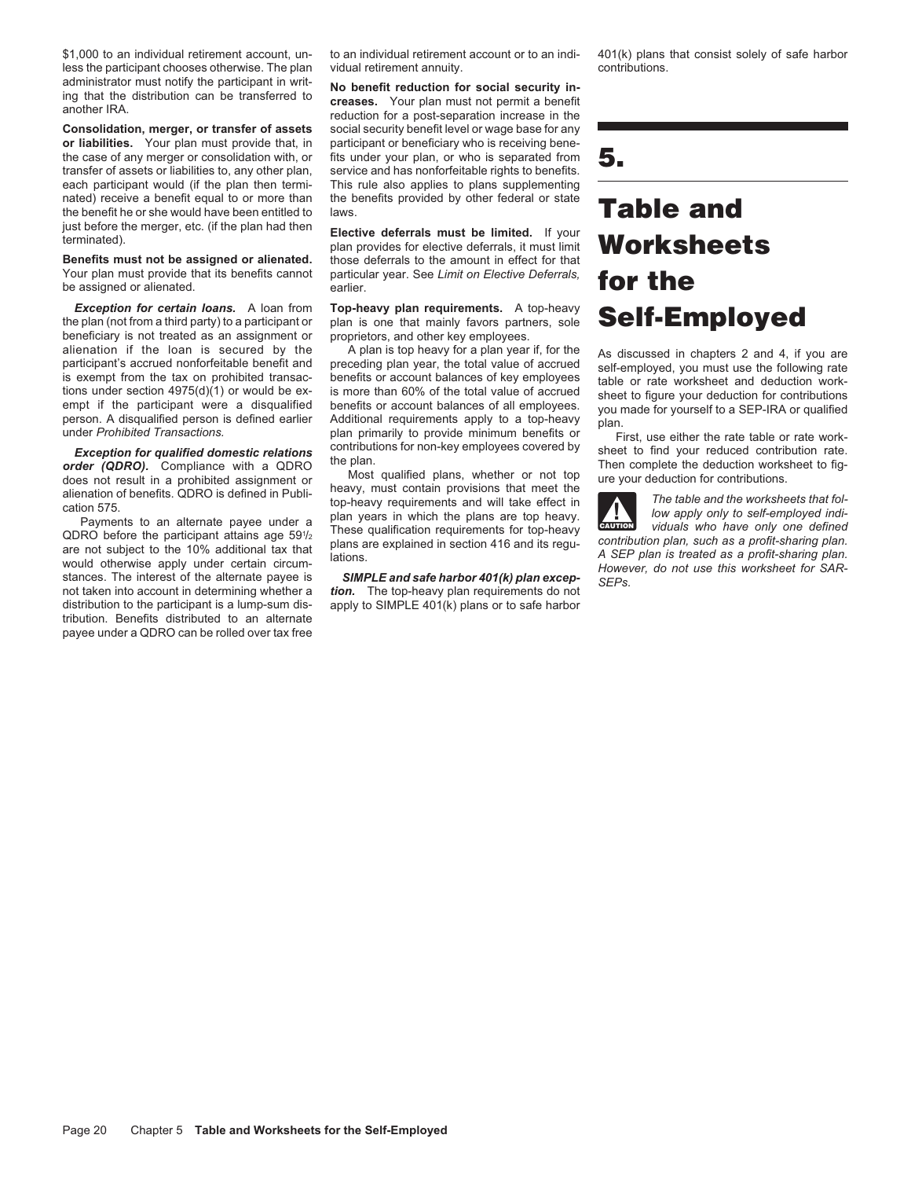$1,000 to an individual retirement account, unless the participant chooses otherwise. The plan administrator must notify the participant in writing that the distribution can be transferred to another IRA.

**Consolidation, merger, or transfer of assets or liabilities.** Your plan must provide that, in the case of any merger or consolidation with, or transfer of assets or liabilities to, any other plan, each participant would (if the plan then terminated) receive a benefit equal to or more than the benefit he or she would have been entitled to just before the merger, etc. (if the plan had then terminated).

**Benefits must not be assigned or alienated.** Your plan must provide that its benefits cannot be assigned or alienated.

***Exception for certain loans.*** A loan from the plan (not from a third party) to a participant or beneficiary is not treated as an assignment or alienation if the loan is secured by the participant's accrued nonforfeitable benefit and is exempt from the tax on prohibited transactions under section 4975(d)(1) or would be exempt if the participant were a disqualified person. A disqualified person is defined earlier under *Prohibited Transactions.*

***Exception for qualified domestic relations order (QDRO).*** Compliance with a QDRO does not result in a prohibited assignment or alienation of benefits. QDRO is defined in Publication 575.

Payments to an alternate payee under a QDRO before the participant attains age 59½ are not subject to the 10% additional tax that would otherwise apply under certain circumstances. The interest of the alternate payee is not taken into account in determining whether a distribution to the participant is a lump-sum distribution. Benefits distributed to an alternate payee under a QDRO can be rolled over tax free to an individual retirement account or to an individual retirement annuity.

**No benefit reduction for social security increases.** Your plan must not permit a benefit reduction for a post-separation increase in the social security benefit level or wage base for any participant or beneficiary who is receiving benefits under your plan, or who is separated from service and has nonforfeitable rights to benefits. This rule also applies to plans supplementing the benefits provided by other federal or state laws.

**Elective deferrals must be limited.** If your plan provides for elective deferrals, it must limit those deferrals to the amount in effect for that particular year. See *Limit on Elective Deferrals,* earlier.

**Top-heavy plan requirements.** A top-heavy plan is one that mainly favors partners, sole proprietors, and other key employees.

A plan is top heavy for a plan year if, for the preceding plan year, the total value of accrued benefits or account balances of key employees is more than 60% of the total value of accrued benefits or account balances of all employees. Additional requirements apply to a top-heavy plan primarily to provide minimum benefits or contributions for non-key employees covered by the plan.

Most qualified plans, whether or not top heavy, must contain provisions that meet the top-heavy requirements and will take effect in plan years in which the plans are top heavy. These qualification requirements for top-heavy plans are explained in section 416 and its regulations.

***SIMPLE and safe harbor 401(k) plan exception.*** The top-heavy plan requirements do not apply to SIMPLE 401(k) plans or to safe harbor 401(k) plans that consist solely of safe harbor contributions.

# 5. Table and Worksheets for the Self-Employed

As discussed in chapters 2 and 4, if you are self-employed, you must use the following rate table or rate worksheet and deduction worksheet to figure your deduction for contributions you made for yourself to a SEP-IRA or qualified plan.

First, use either the rate table or rate worksheet to find your reduced contribution rate. Then complete the deduction worksheet to figure your deduction for contributions.

CAUTION: *The table and the worksheets that follow apply only to self-employed individuals who have only one defined contribution plan, such as a profit-sharing plan. A SEP plan is treated as a profit-sharing plan. However, do not use this worksheet for SARSEPs.*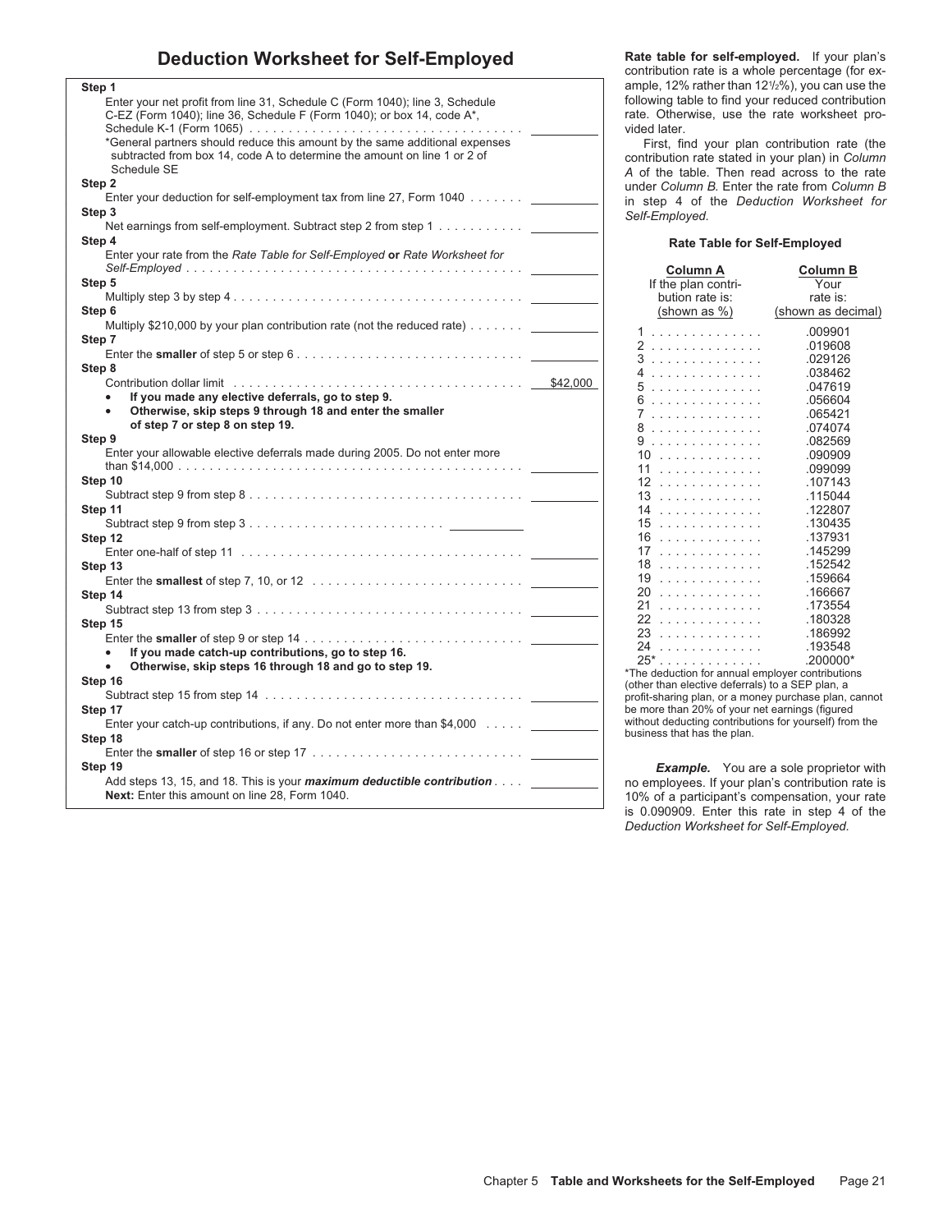## Deduction Worksheet for Self-Employed

**Step 1**

Enter your net profit from line 31, Schedule C (Form 1040); line 3, Schedule C-EZ (Form 1040); line 36, Schedule F (Form 1040); or box 14, code A*, Schedule K-1 (Form 1065) . . . . . . . . . . . . . . . . . . . . . . . . . . . . . . . . . . . . ________

*General partners should reduce this amount by the same additional expenses subtracted from box 14, code A to determine the amount on line 1 or 2 of Schedule SE

**Step 2**

Enter your deduction for self-employment tax from line 27, Form 1040 . . . . . . . ________

**Step 3**

Net earnings from self-employment. Subtract step 2 from step 1 . . . . . . . . . . . ________

**Step 4**

Enter your rate from the *Rate Table for Self-Employed* **or** *Rate Worksheet for Self-Employed* . . . . . . . . . . . . . . . . . . . . . . . . . . . . . . . . . . . . . . . . . . . ________

**Step 5**

Multiply step 3 by step 4 . . . . . . . . . . . . . . . . . . . . . . . . . . . . . . . . . . . . . ________

**Step 6**

Multiply $210,000 by your plan contribution rate (not the reduced rate) . . . . . . . ________

**Step 7**

Enter the **smaller** of step 5 or step 6 . . . . . . . . . . . . . . . . . . . . . . . . . . . . ________

**Step 8**

Contribution dollar limit . . . . . . . . . . . . . . . . . . . . . . . . . . . . . . . . . . . . . . $42,000

- **If you made any elective deferrals, go to step 9.**
- **Otherwise, skip steps 9 through 18 and enter the smaller of step 7 or step 8 on step 19.**

**Step 9**

Enter your allowable elective deferrals made during 2005. Do not enter more than $14,000 . . . . . . . . . . . . . . . . . . . . . . . . . . . . . . . . . . . . . . . . . . . . . ________

**Step 10**

Subtract step 9 from step 8 . . . . . . . . . . . . . . . . . . . . . . . . . . . . . . . . . . . ________

**Step 11**

Subtract step 9 from step 3 . . . . . . . . . . . . . . . . . . . . . . . . ________

**Step 12**

Enter one-half of step 11 . . . . . . . . . . . . . . . . . . . . . . . . . . . . . . . . . . . . ________

**Step 13**

Enter the **smallest** of step 7, 10, or 12 . . . . . . . . . . . . . . . . . . . . . . . . . . ________

**Step 14**

Subtract step 13 from step 3 . . . . . . . . . . . . . . . . . . . . . . . . . . . . . . . . . . ________

**Step 15**

Enter the **smaller** of step 9 or step 14 . . . . . . . . . . . . . . . . . . . . . . . . . . . ________

- **If you made catch-up contributions, go to step 16.**
- **Otherwise, skip steps 16 through 18 and go to step 19.**

**Step 16**

Subtract step 15 from step 14 . . . . . . . . . . . . . . . . . . . . . . . . . . . . . . . . . ________

**Step 17**

Enter your catch-up contributions, if any. Do not enter more than $4,000 . . . . . ________

**Step 18**

Enter the **smaller** of step 16 or step 17 . . . . . . . . . . . . . . . . . . . . . . . . . . ________

**Step 19**

Add steps 13, 15, and 18. This is your ***maximum deductible contribution*** . . . . ________

**Next:** Enter this amount on line 28, Form 1040.

**Rate table for self-employed.** If your plan's contribution rate is a whole percentage (for example, 12% rather than 12½%), you can use the following table to find your reduced contribution rate. Otherwise, use the rate worksheet provided later.

First, find your plan contribution rate (the contribution rate stated in your plan) in *Column A* of the table. Then read across to the rate under *Column B*. Enter the rate from *Column B* in step 4 of the *Deduction Worksheet for Self-Employed.*

### Rate Table for Self-Employed

| Column A If the plan contribution rate is: (shown as %) | Column B Your rate is: (shown as decimal) |
|---|---|
| 1 | .009901 |
| 2 | .019608 |
| 3 | .029126 |
| 4 | .038462 |
| 5 | .047619 |
| 6 | .056604 |
| 7 | .065421 |
| 8 | .074074 |
| 9 | .082569 |
| 10 | .090909 |
| 11 | .099099 |
| 12 | .107143 |
| 13 | .115044 |
| 14 | .122807 |
| 15 | .130435 |
| 16 | .137931 |
| 17 | .145299 |
| 18 | .152542 |
| 19 | .159664 |
| 20 | .166667 |
| 21 | .173554 |
| 22 | .180328 |
| 23 | .186992 |
| 24 | .193548 |
| 25* | .200000* |

*The deduction for annual employer contributions (other than elective deferrals) to a SEP plan, a profit-sharing plan, or a money purchase plan, cannot be more than 20% of your net earnings (figured without deducting contributions for yourself) from the business that has the plan.

***Example.*** You are a sole proprietor with no employees. If your plan's contribution rate is 10% of a participant's compensation, your rate is 0.090909. Enter this rate in step 4 of the *Deduction Worksheet for Self-Employed.*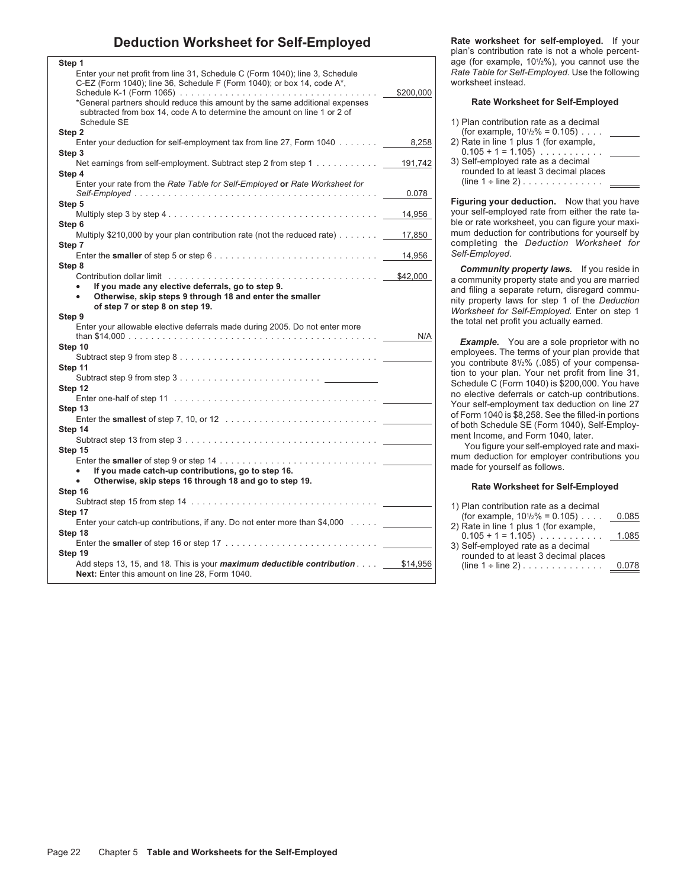## Deduction Worksheet for Self-Employed

| | |
|---|---|
| **Step 1** | |
| Enter your net profit from line 31, Schedule C (Form 1040); line 3, Schedule C-EZ (Form 1040); line 36, Schedule F (Form 1040); or box 14, code A*, Schedule K-1 (Form 1065) | $200,000 |
| *General partners should reduce this amount by the same additional expenses subtracted from box 14, code A to determine the amount on line 1 or 2 of Schedule SE | |
| **Step 2** | |
| Enter your deduction for self-employment tax from line 27, Form 1040 | 8,258 |
| **Step 3** | |
| Net earnings from self-employment. Subtract step 2 from step 1 | 191,742 |
| **Step 4** | |
| Enter your rate from the *Rate Table for Self-Employed* **or** *Rate Worksheet for Self-Employed* | 0.078 |
| **Step 5** | |
| Multiply step 3 by step 4 | 14,956 |
| **Step 6** | |
| Multiply $210,000 by your plan contribution rate (not the reduced rate) | 17,850 |
| **Step 7** | |
| Enter the **smaller** of step 5 or step 6 | 14,956 |
| **Step 8** | |
| Contribution dollar limit | $42,000 |
| • **If you made any elective deferrals, go to step 9.** | |
| • **Otherwise, skip steps 9 through 18 and enter the smaller of step 7 or step 8 on step 19.** | |
| **Step 9** | |
| Enter your allowable elective deferrals made during 2005. Do not enter more than $14,000 | N/A |
| **Step 10** | |
| Subtract step 9 from step 8 | |
| **Step 11** | |
| Subtract step 9 from step 3 | |
| **Step 12** | |
| Enter one-half of step 11 | |
| **Step 13** | |
| Enter the **smallest** of step 7, 10, or 12 | |
| **Step 14** | |
| Subtract step 13 from step 3 | |
| **Step 15** | |
| Enter the **smaller** of step 9 or step 14 | |
| • **If you made catch-up contributions, go to step 16.** | |
| • **Otherwise, skip steps 16 through 18 and go to step 19.** | |
| **Step 16** | |
| Subtract step 15 from step 14 | |
| **Step 17** | |
| Enter your catch-up contributions, if any. Do not enter more than $4,000 | |
| **Step 18** | |
| Enter the **smaller** of step 16 or step 17 | |
| **Step 19** | |
| Add steps 13, 15, and 18. This is your ***maximum deductible contribution*** | $14,956 |
| **Next:** Enter this amount on line 28, Form 1040. | |

**Rate worksheet for self-employed.** If your plan's contribution rate is not a whole percentage (for example, 10½%), you cannot use the *Rate Table for Self-Employed.* Use the following worksheet instead.

### Rate Worksheet for Self-Employed

| | |
|---|---|
| 1) Plan contribution rate as a decimal (for example, 10½% = 0.105) | |
| 2) Rate in line 1 plus 1 (for example, 0.105 + 1 = 1.105) | |
| 3) Self-employed rate as a decimal rounded to at least 3 decimal places (line 1 ÷ line 2) | |

**Figuring your deduction.** Now that you have your self-employed rate from either the rate table or rate worksheet, you can figure your maximum deduction for contributions for yourself by completing the *Deduction Worksheet for Self-Employed*.

***Community property laws.*** If you reside in a community property state and you are married and filing a separate return, disregard community property laws for step 1 of the *Deduction Worksheet for Self-Employed.* Enter on step 1 the total net profit you actually earned.

***Example.*** You are a sole proprietor with no employees. The terms of your plan provide that you contribute 8½% (.085) of your compensation to your plan. Your net profit from line 31, Schedule C (Form 1040) is $200,000. You have no elective deferrals or catch-up contributions. Your self-employment tax deduction on line 27 of Form 1040 is $8,258. See the filled-in portions of both Schedule SE (Form 1040), Self-Employment Income, and Form 1040, later.

You figure your self-employed rate and maximum deduction for employer contributions you made for yourself as follows.

### Rate Worksheet for Self-Employed

| | |
|---|---|
| 1) Plan contribution rate as a decimal (for example, 10½% = 0.105) | 0.085 |
| 2) Rate in line 1 plus 1 (for example, 0.105 + 1 = 1.105) | 1.085 |
| 3) Self-employed rate as a decimal rounded to at least 3 decimal places (line 1 ÷ line 2) | 0.078 |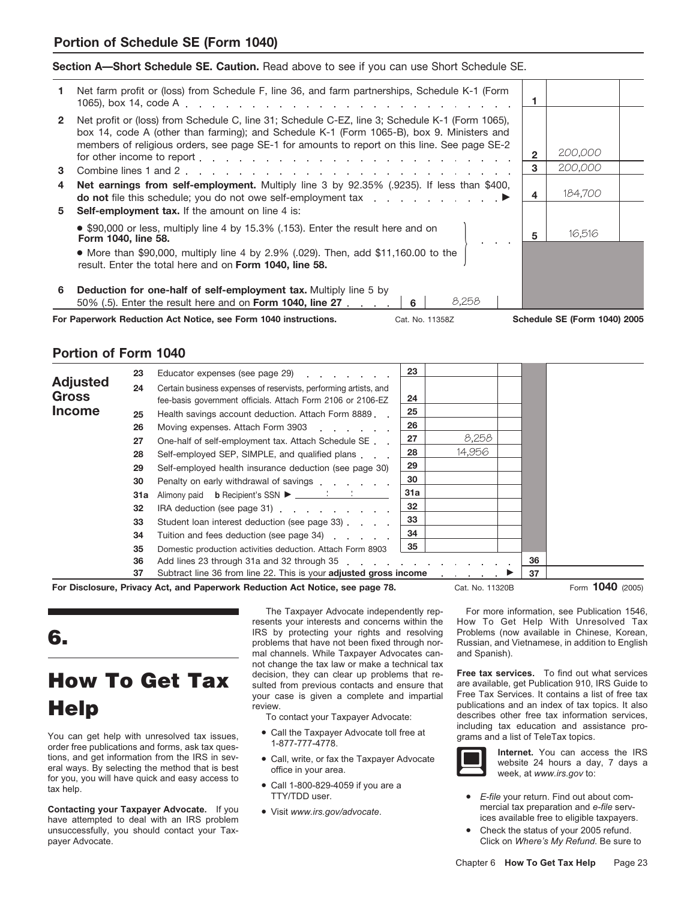## Portion of Schedule SE (Form 1040)

**Section A—Short Schedule SE. Caution.** Read above to see if you can use Short Schedule SE.

| | | | |
|---|---|---|---|
| **1** | Net farm profit or (loss) from Schedule F, line 36, and farm partnerships, Schedule K-1 (Form 1065), box 14, code A | 1 | |
| **2** | Net profit or (loss) from Schedule C, line 31; Schedule C-EZ, line 3; Schedule K-1 (Form 1065), box 14, code A (other than farming); and Schedule K-1 (Form 1065-B), box 9. Ministers and members of religious orders, see page SE-1 for amounts to report on this line. See page SE-2 for other income to report | 2 | 200,000 |
| **3** | Combine lines 1 and 2 | 3 | 200,000 |
| **4** | **Net earnings from self-employment.** Multiply line 3 by 92.35% (.9235). If less than $400, **do not** file this schedule; you do not owe self-employment tax ▶ | 4 | 184,700 |
| **5** | **Self-employment tax.** If the amount on line 4 is:<br>• $90,000 or less, multiply line 4 by 15.3% (.153). Enter the result here and on **Form 1040, line 58.**<br>• More than $90,000, multiply line 4 by 2.9% (.029). Then, add $11,160.00 to the result. Enter the total here and on **Form 1040, line 58.** | 5 | 16,516 |
| **6** | **Deduction for one-half of self-employment tax.** Multiply line 5 by 50% (.5). Enter the result here and on **Form 1040, line 27** — 6: 8,258 | | |

**For Paperwork Reduction Act Notice, see Form 1040 instructions.** Cat. No. 11358Z **Schedule SE (Form 1040) 2005**

## Portion of Form 1040

**Adjusted Gross Income**

| | | | | | |
|---|---|---|---|---|---|
| **23** | Educator expenses (see page 29) | 23 | | | |
| **24** | Certain business expenses of reservists, performing artists, and fee-basis government officials. Attach Form 2106 or 2106-EZ | 24 | | | |
| **25** | Health savings account deduction. Attach Form 8889 | 25 | | | |
| **26** | Moving expenses. Attach Form 3903 | 26 | | | |
| **27** | One-half of self-employment tax. Attach Schedule SE | 27 | 8,258 | | |
| **28** | Self-employed SEP, SIMPLE, and qualified plans | 28 | 14,956 | | |
| **29** | Self-employed health insurance deduction (see page 30) | 29 | | | |
| **30** | Penalty on early withdrawal of savings | 30 | | | |
| **31a** | Alimony paid **b** Recipient's SSN ▶ | 31a | | | |
| **32** | IRA deduction (see page 31) | 32 | | | |
| **33** | Student loan interest deduction (see page 33) | 33 | | | |
| **34** | Tuition and fees deduction (see page 34) | 34 | | | |
| **35** | Domestic production activities deduction. Attach Form 8903 | 35 | | | |
| **36** | Add lines 23 through 31a and 32 through 35 | | | 36 | |
| **37** | Subtract line 36 from line 22. This is your **adjusted gross income** ▶ | | | 37 | |

**For Disclosure, Privacy Act, and Paperwork Reduction Act Notice, see page 78.** Cat. No. 11320B Form **1040** (2005)

# 6. How To Get Tax Help

You can get help with unresolved tax issues, order free publications and forms, ask tax questions, and get information from the IRS in several ways. By selecting the method that is best for you, you will have quick and easy access to tax help.

**Contacting your Taxpayer Advocate.** If you have attempted to deal with an IRS problem unsuccessfully, you should contact your Taxpayer Advocate.

The Taxpayer Advocate independently represents your interests and concerns within the IRS by protecting your rights and resolving problems that have not been fixed through normal channels. While Taxpayer Advocates cannot change the tax law or make a technical tax decision, they can clear up problems that resulted from previous contacts and ensure that your case is given a complete and impartial review.

To contact your Taxpayer Advocate:

- Call the Taxpayer Advocate toll free at 1-877-777-4778.
- Call, write, or fax the Taxpayer Advocate office in your area.
- Call 1-800-829-4059 if you are a TTY/TDD user.
- Visit *www.irs.gov/advocate*.

For more information, see Publication 1546, How To Get Help With Unresolved Tax Problems (now available in Chinese, Korean, Russian, and Vietnamese, in addition to English and Spanish).

**Free tax services.** To find out what services are available, get Publication 910, IRS Guide to Free Tax Services. It contains a list of free tax publications and an index of tax topics. It also describes other free tax information services, including tax education and assistance programs and a list of TeleTax topics.

**Internet.** You can access the IRS website 24 hours a day, 7 days a week, at *www.irs.gov* to:

- *E-file* your return. Find out about commercial tax preparation and *e-file* services available free to eligible taxpayers.
- Check the status of your 2005 refund. Click on *Where's My Refund*. Be sure to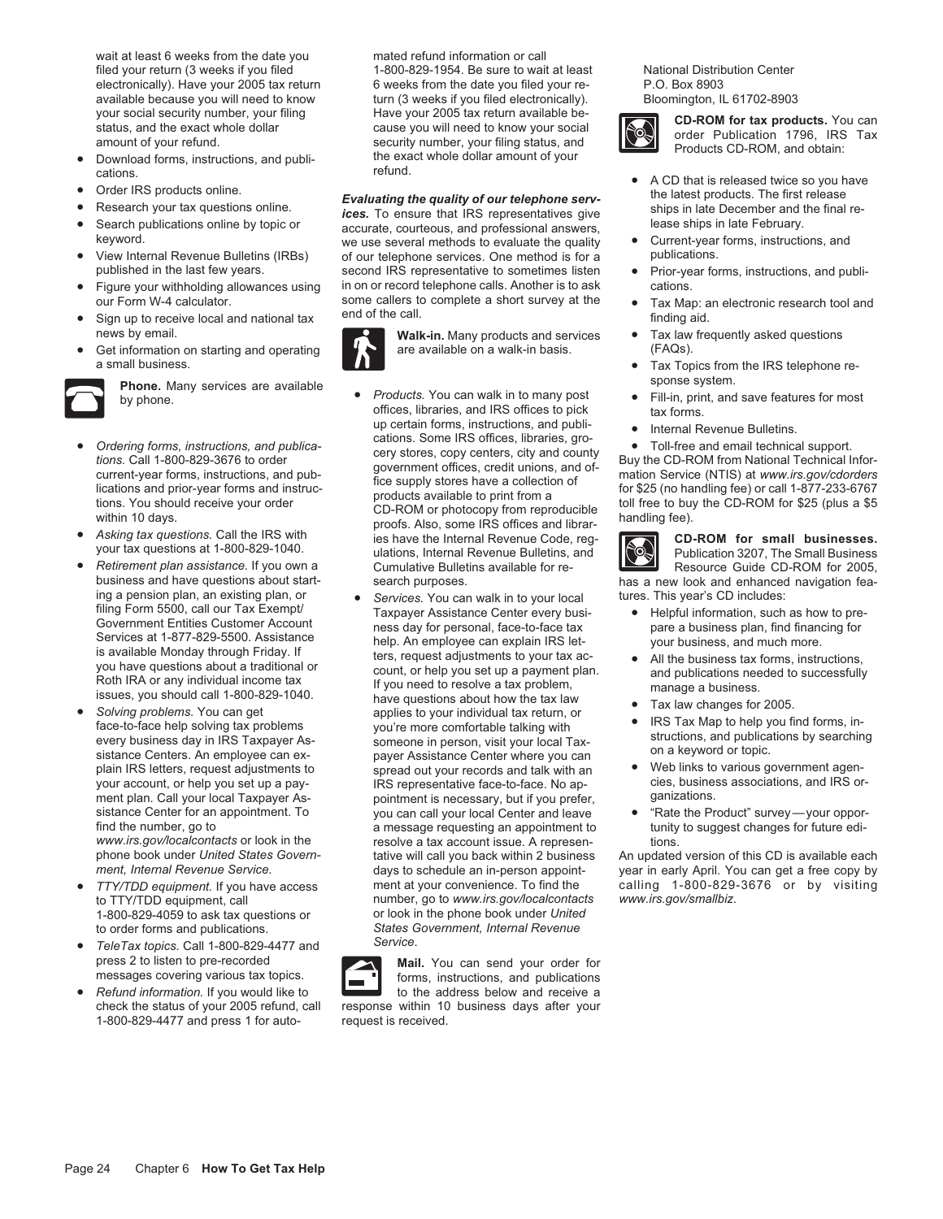wait at least 6 weeks from the date you filed your return (3 weeks if you filed electronically). Have your 2005 tax return available because you will need to know your social security number, your filing status, and the exact whole dollar amount of your refund.

- Download forms, instructions, and publications.
- Order IRS products online.
- Research your tax questions online.
- Search publications online by topic or keyword.
- View Internal Revenue Bulletins (IRBs) published in the last few years.
- Figure your withholding allowances using our Form W-4 calculator.
- Sign up to receive local and national tax news by email.
- Get information on starting and operating a small business.

**Phone.** Many services are available by phone.

- *Ordering forms, instructions, and publications.* Call 1-800-829-3676 to order current-year forms, instructions, and publications and prior-year forms and instructions. You should receive your order within 10 days.
- *Asking tax questions.* Call the IRS with your tax questions at 1-800-829-1040.
- *Retirement plan assistance.* If you own a business and have questions about starting a pension plan, an existing plan, or filing Form 5500, call our Tax Exempt/Government Entities Customer Account Services at 1-877-829-5500. Assistance is available Monday through Friday. If you have questions about a traditional or Roth IRA or any individual income tax issues, you should call 1-800-829-1040.
- *Solving problems.* You can get face-to-face help solving tax problems every business day in IRS Taxpayer Assistance Centers. An employee can explain IRS letters, request adjustments to your account, or help you set up a payment plan. Call your local Taxpayer Assistance Center for an appointment. To find the number, go to *www.irs.gov/localcontacts* or look in the phone book under *United States Government, Internal Revenue Service*.
- *TTY/TDD equipment.* If you have access to TTY/TDD equipment, call 1-800-829-4059 to ask tax questions or to order forms and publications.
- *TeleTax topics.* Call 1-800-829-4477 and press 2 to listen to pre-recorded messages covering various tax topics.
- *Refund information.* If you would like to check the status of your 2005 refund, call 1-800-829-4477 and press 1 for automated refund information or call 1-800-829-1954. Be sure to wait at least 6 weeks from the date you filed your return (3 weeks if you filed electronically). Have your 2005 tax return available because you will need to know your social security number, your filing status, and the exact whole dollar amount of your refund.

***Evaluating the quality of our telephone services.*** To ensure that IRS representatives give accurate, courteous, and professional answers, we use several methods to evaluate the quality of our telephone services. One method is for a second IRS representative to sometimes listen in on or record telephone calls. Another is to ask some callers to complete a short survey at the end of the call.

**Walk-in.** Many products and services are available on a walk-in basis.

- *Products.* You can walk in to many post offices, libraries, and IRS offices to pick up certain forms, instructions, and publications. Some IRS offices, libraries, grocery stores, copy centers, city and county government offices, credit unions, and office supply stores have a collection of products available to print from a CD-ROM or photocopy from reproducible proofs. Also, some IRS offices and libraries have the Internal Revenue Code, regulations, Internal Revenue Bulletins, and Cumulative Bulletins available for research purposes.
- *Services.* You can walk in to your local Taxpayer Assistance Center every business day for personal, face-to-face tax help. An employee can explain IRS letters, request adjustments to your tax account, or help you set up a payment plan. If you need to resolve a tax problem, have questions about how the tax law applies to your individual tax return, or you're more comfortable talking with someone in person, visit your local Taxpayer Assistance Center where you can spread out your records and talk with an IRS representative face-to-face. No appointment is necessary, but if you prefer, you can call your local Center and leave a message requesting an appointment to resolve a tax account issue. A representative will call you back within 2 business days to schedule an in-person appointment at your convenience. To find the number, go to *www.irs.gov/localcontacts* or look in the phone book under *United States Government, Internal Revenue Service*.

**Mail.** You can send your order for forms, instructions, and publications to the address below and receive a response within 10 business days after your request is received.

National Distribution Center
P.O. Box 8903
Bloomington, IL 61702-8903

**CD-ROM for tax products.** You can order Publication 1796, IRS Tax Products CD-ROM, and obtain:

- A CD that is released twice so you have the latest products. The first release ships in late December and the final release ships in late February.
- Current-year forms, instructions, and publications.
- Prior-year forms, instructions, and publications.
- Tax Map: an electronic research tool and finding aid.
- Tax law frequently asked questions (FAQs).
- Tax Topics from the IRS telephone response system.
- Fill-in, print, and save features for most tax forms.
- Internal Revenue Bulletins.
- Toll-free and email technical support.

Buy the CD-ROM from National Technical Information Service (NTIS) at *www.irs.gov/cdorders* for $25 (no handling fee) or call 1-877-233-6767 toll free to buy the CD-ROM for $25 (plus a $5 handling fee).

**CD-ROM for small businesses.** Publication 3207, The Small Business Resource Guide CD-ROM for 2005, has a new look and enhanced navigation features. This year's CD includes:

- Helpful information, such as how to prepare a business plan, find financing for your business, and much more.
- All the business tax forms, instructions, and publications needed to successfully manage a business.
- Tax law changes for 2005.
- IRS Tax Map to help you find forms, instructions, and publications by searching on a keyword or topic.
- Web links to various government agencies, business associations, and IRS organizations.
- "Rate the Product" survey—your opportunity to suggest changes for future editions.

An updated version of this CD is available each year in early April. You can get a free copy by calling 1-800-829-3676 or by visiting *www.irs.gov/smallbiz*.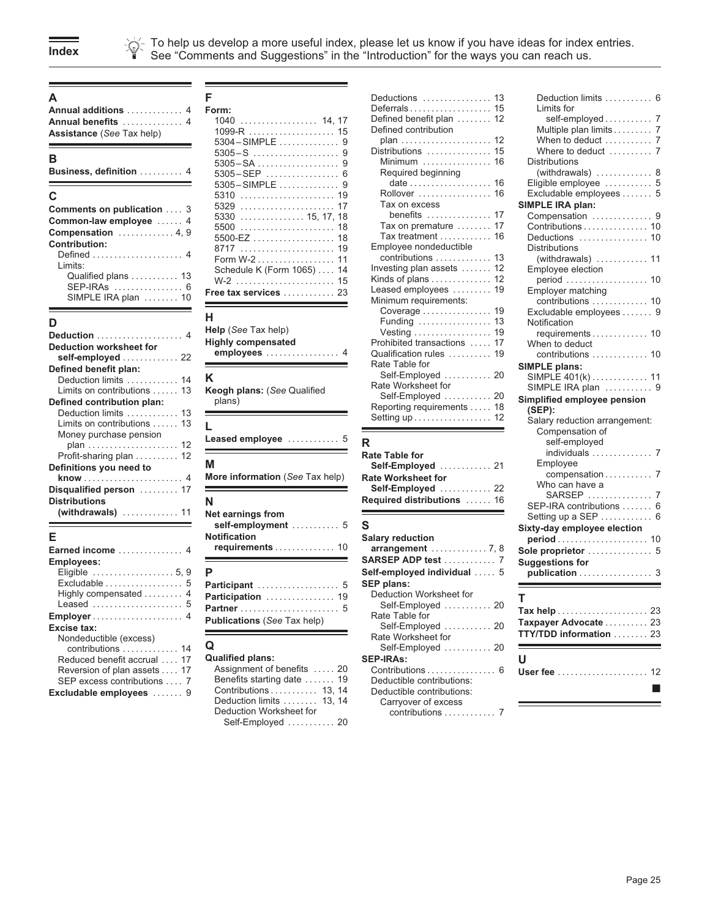# Index

To help us develop a more useful index, please let us know if you have ideas for index entries. See "Comments and Suggestions" in the "Introduction" for the ways you can reach us.

## A

**Annual additions** .... 4
**Annual benefits** .... 4
**Assistance** (*See* Tax help)

## B

**Business, definition** .... 4

## C

**Comments on publication** .... 3
**Common-law employee** .... 4
**Compensation** .... 4, 9
**Contribution:**
- Defined .... 4
- Limits:
  - Qualified plans .... 13
  - SEP-IRAs .... 6
  - SIMPLE IRA plan .... 10

## D

**Deduction** .... 4
**Deduction worksheet for self-employed** .... 22
**Defined benefit plan:**
- Deduction limits .... 14
- Limits on contributions .... 13

**Defined contribution plan:**
- Deduction limits .... 13
- Limits on contributions .... 13
- Money purchase pension plan .... 12
- Profit-sharing plan .... 12

**Definitions you need to know** .... 4
**Disqualified person** .... 17
**Distributions (withdrawals)** .... 11

## E

**Earned income** .... 4
**Employees:**
- Eligible .... 5, 9
- Excludable .... 5
- Highly compensated .... 4
- Leased .... 5

**Employer** .... 4
**Excise tax:**
- Nondeductible (excess) contributions .... 14
- Reduced benefit accrual .... 17
- Reversion of plan assets .... 17
- SEP excess contributions .... 7

**Excludable employees** .... 9

## F

**Form:**
- 1040 .... 14, 17
- 1099-R .... 15
- 5304–SIMPLE .... 9
- 5305–S .... 9
- 5305–SA .... 9
- 5305–SEP .... 6
- 5305–SIMPLE .... 9
- 5310 .... 19
- 5329 .... 17
- 5330 .... 15, 17, 18
- 5500 .... 18
- 5500-EZ .... 18
- 8717 .... 19
- Form W-2 .... 11
- Schedule K (Form 1065) .... 14
- W-2 .... 15

**Free tax services** .... 23

## H

**Help** (*See* Tax help)
**Highly compensated employees** .... 4

## K

**Keogh plans:** (*See* Qualified plans)

## L

**Leased employee** .... 5

## M

**More information** (*See* Tax help)

## N

**Net earnings from self-employment** .... 5
**Notification requirements** .... 10

## P

**Participant** .... 5
**Participation** .... 19
**Partner** .... 5
**Publications** (*See* Tax help)

## Q

**Qualified plans:**
- Assignment of benefits .... 20
- Benefits starting date .... 19
- Contributions .... 13, 14
- Deduction limits .... 13, 14
- Deduction Worksheet for Self-Employed .... 20
- Deductions .... 13
- Deferrals .... 15
- Defined benefit plan .... 12
- Defined contribution plan .... 12
- Distributions .... 15
  - Minimum .... 16
  - Required beginning date .... 16
  - Rollover .... 16
  - Tax on excess benefits .... 17
  - Tax on premature .... 17
  - Tax treatment .... 16
- Employee nondeductible contributions .... 13
- Investing plan assets .... 12
- Kinds of plans .... 12
- Leased employees .... 19
- Minimum requirements:
  - Coverage .... 19
  - Funding .... 13
  - Vesting .... 19
- Prohibited transactions .... 17
- Qualification rules .... 19
- Rate Table for Self-Employed .... 20
- Rate Worksheet for Self-Employed .... 20
- Reporting requirements .... 18
- Setting up .... 12

## R

**Rate Table for Self-Employed** .... 21
**Rate Worksheet for Self-Employed** .... 22
**Required distributions** .... 16

## S

**Salary reduction arrangement** .... 7, 8
**SARSEP ADP test** .... 7
**Self-employed individual** .... 5
**SEP plans:**
- Deduction Worksheet for Self-Employed .... 20
- Rate Table for Self-Employed .... 20
- Rate Worksheet for Self-Employed .... 20

**SEP-IRAs:**
- Contributions .... 6
- Deductible contributions:
- Deductible contributions:
  - Carryover of excess contributions .... 7
  - Deduction limits .... 6
  - Limits for self-employed .... 7
  - Multiple plan limits .... 7
  - When to deduct .... 7
  - Where to deduct .... 7
- Distributions (withdrawals) .... 8
- Eligible employee .... 5
- Excludable employees .... 5

**SIMPLE IRA plan:**
- Compensation .... 9
- Contributions .... 10
- Deductions .... 10
- Distributions (withdrawals) .... 11
- Employee election period .... 10
- Employer matching contributions .... 10
- Excludable employees .... 9
- Notification requirements .... 10
- When to deduct contributions .... 10

**SIMPLE plans:**
- SIMPLE 401(k) .... 11
- SIMPLE IRA plan .... 9

**Simplified employee pension (SEP):**
- Salary reduction arrangement:
  - Compensation of self-employed individuals .... 7
  - Employee compensation .... 7
  - Who can have a SARSEP .... 7
- SEP-IRA contributions .... 6
- Setting up a SEP .... 6

**Sixty-day employee election period** .... 10
**Sole proprietor** .... 5
**Suggestions for publication** .... 3

## T

**Tax help** .... 23
**Taxpayer Advocate** .... 23
**TTY/TDD information** .... 23

## U

**User fee** .... 12

■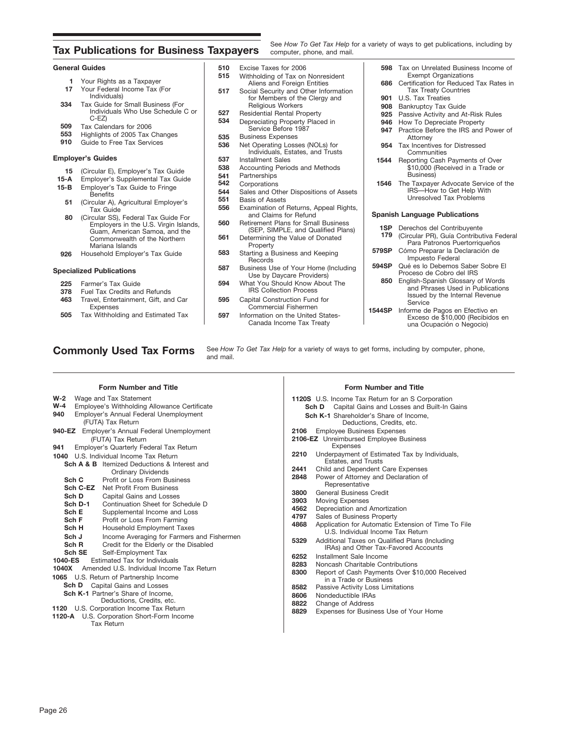## Tax Publications for Business Taxpayers

See *How To Get Tax Help* for a variety of ways to get publications, including by computer, phone, and mail.

### General Guides

- **1** Your Rights as a Taxpayer
- **17** Your Federal Income Tax (For Individuals)
- **334** Tax Guide for Small Business (For Individuals Who Use Schedule C or C-EZ)
- **509** Tax Calendars for 2006
- **553** Highlights of 2005 Tax Changes
- **910** Guide to Free Tax Services

### Employer's Guides

- **15** (Circular E), Employer's Tax Guide
- **15-A** Employer's Supplemental Tax Guide
- **15-B** Employer's Tax Guide to Fringe Benefits
- **51** (Circular A), Agricultural Employer's Tax Guide
- **80** (Circular SS), Federal Tax Guide For Employers in the U.S. Virgin Islands, Guam, American Samoa, and the Commonwealth of the Northern Mariana Islands
- **926** Household Employer's Tax Guide

### Specialized Publications

- **225** Farmer's Tax Guide
- **378** Fuel Tax Credits and Refunds
- **463** Travel, Entertainment, Gift, and Car Expenses
- **505** Tax Withholding and Estimated Tax
- **510** Excise Taxes for 2006
- **515** Withholding of Tax on Nonresident Aliens and Foreign Entities
- **517** Social Security and Other Information for Members of the Clergy and Religious Workers
- **527** Residential Rental Property
- **534** Depreciating Property Placed in Service Before 1987
- **535** Business Expenses
- **536** Net Operating Losses (NOLs) for Individuals, Estates, and Trusts
- **537** Installment Sales
- **538** Accounting Periods and Methods
- **541** Partnerships
- **542** Corporations
- **544** Sales and Other Dispositions of Assets
- **551** Basis of Assets
- **556** Examination of Returns, Appeal Rights, and Claims for Refund
- **560** Retirement Plans for Small Business (SEP, SIMPLE, and Qualified Plans)
- **561** Determining the Value of Donated Property
- **583** Starting a Business and Keeping Records
- **587** Business Use of Your Home (Including Use by Daycare Providers)
- **594** What You Should Know About The IRS Collection Process
- **595** Capital Construction Fund for Commercial Fishermen
- **597** Information on the United States-Canada Income Tax Treaty
- **598** Tax on Unrelated Business Income of Exempt Organizations
- **686** Certification for Reduced Tax Rates in Tax Treaty Countries
- **901** U.S. Tax Treaties
- **908** Bankruptcy Tax Guide
- **925** Passive Activity and At-Risk Rules
- **946** How To Depreciate Property
- **947** Practice Before the IRS and Power of Attorney
- **954** Tax Incentives for Distressed Communities
- **1544** Reporting Cash Payments of Over $10,000 (Received in a Trade or Business)
- **1546** The Taxpayer Advocate Service of the IRS—How to Get Help With Unresolved Tax Problems

### Spanish Language Publications

- **1SP** Derechos del Contribuyente
- **179** (Circular PR), Guía Contributiva Federal Para Patronos Puertorriqueños
- **579SP** Cómo Preparar la Declaración de Impuesto Federal
- **594SP** Qué es lo Debemos Saber Sobre El Proceso de Cobro del IRS
- **850** English-Spanish Glossary of Words and Phrases Used in Publications Issued by the Internal Revenue Service
- **1544SP** Informe de Pagos en Efectivo en Exceso de $10,000 (Recibidos en una Ocupación o Negocio)

## Commonly Used Tax Forms

See *How To Get Tax Help* for a variety of ways to get forms, including by computer, phone, and mail.

### Form Number and Title

- **W-2** Wage and Tax Statement
- **W-4** Employee's Withholding Allowance Certificate
- **940** Employer's Annual Federal Unemployment (FUTA) Tax Return
- **940-EZ** Employer's Annual Federal Unemployment (FUTA) Tax Return
- **941** Employer's Quarterly Federal Tax Return
- **1040** U.S. Individual Income Tax Return
  - **Sch A & B** Itemized Deductions & Interest and Ordinary Dividends
  - **Sch C** Profit or Loss From Business
  - **Sch C-EZ** Net Profit From Business
  - **Sch D** Capital Gains and Losses
  - **Sch D-1** Continuation Sheet for Schedule D
  - **Sch E** Supplemental Income and Loss
  - **Sch F** Profit or Loss From Farming
  - **Sch H** Household Employment Taxes
  - **Sch J** Income Averaging for Farmers and Fishermen
  - **Sch R** Credit for the Elderly or the Disabled
  - **Sch SE** Self-Employment Tax
- **1040-ES** Estimated Tax for Individuals
- **1040X** Amended U.S. Individual Income Tax Return
- **1065** U.S. Return of Partnership Income
  - **Sch D** Capital Gains and Losses
  - **Sch K-1** Partner's Share of Income, Deductions, Credits, etc.
- **1120** U.S. Corporation Income Tax Return
- **1120-A** U.S. Corporation Short-Form Income Tax Return
- **1120S** U.S. Income Tax Return for an S Corporation
  - **Sch D** Capital Gains and Losses and Built-In Gains
  - **Sch K-1** Shareholder's Share of Income, Deductions, Credits, etc.
- **2106** Employee Business Expenses
- **2106-EZ** Unreimbursed Employee Business Expenses
- **2210** Underpayment of Estimated Tax by Individuals, Estates, and Trusts
- **2441** Child and Dependent Care Expenses
- **2848** Power of Attorney and Declaration of Representative
- **3800** General Business Credit
- **3903** Moving Expenses
- **4562** Depreciation and Amortization
- **4797** Sales of Business Property
- **4868** Application for Automatic Extension of Time To File U.S. Individual Income Tax Return
- **5329** Additional Taxes on Qualified Plans (Including IRAs) and Other Tax-Favored Accounts
- **6252** Installment Sale Income
- **8283** Noncash Charitable Contributions
- **8300** Report of Cash Payments Over $10,000 Received in a Trade or Business
- **8582** Passive Activity Loss Limitations
- **8606** Nondeductible IRAs
- **8822** Change of Address
- **8829** Expenses for Business Use of Your Home